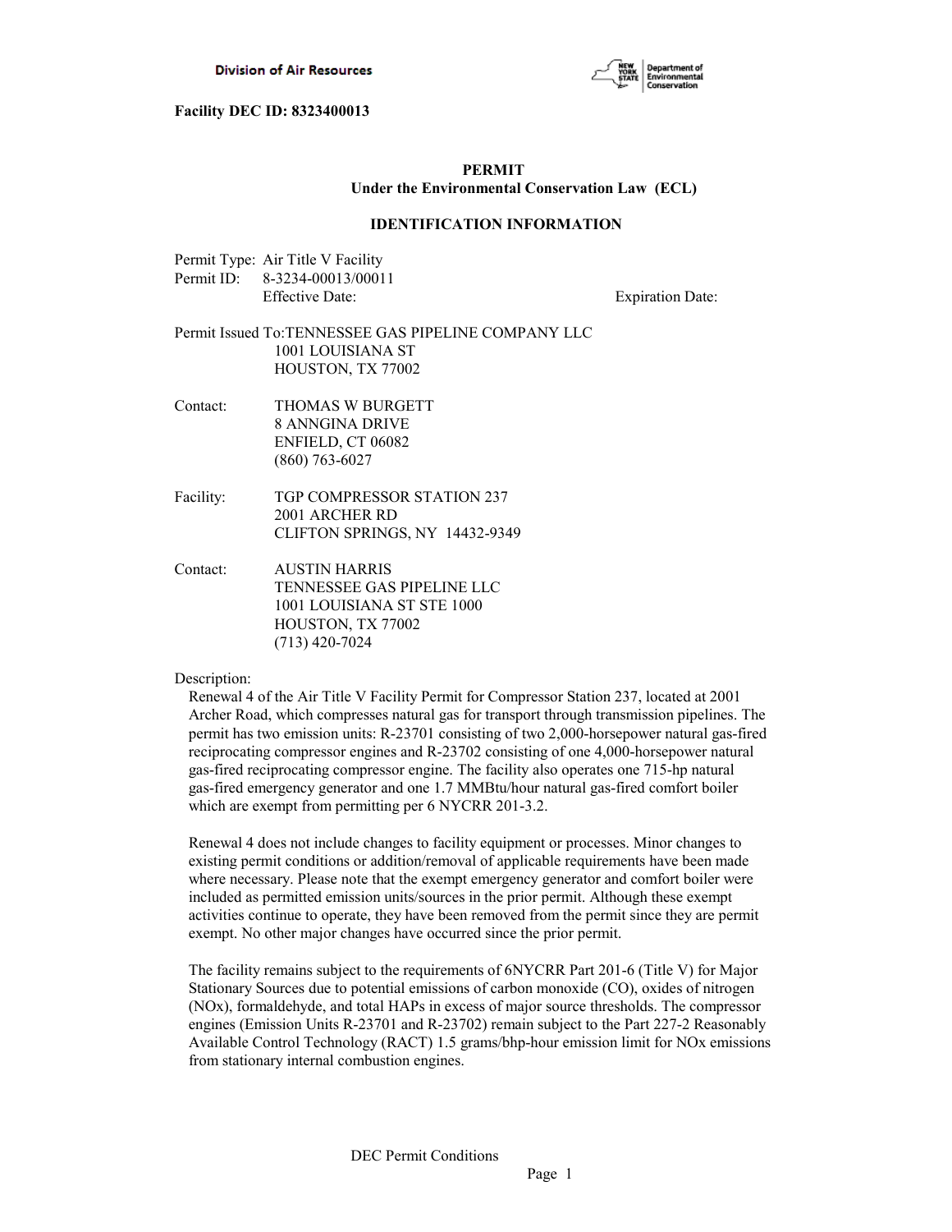**Division of Air Resources**

**Facility DEC ID: 8323400013**

## PERMIT
### Under the Environmental Conservation Law (ECL)

### IDENTIFICATION INFORMATION

Permit Type: Air Title V Facility
Permit ID: 8-3234-00013/00011
Effective Date: Expiration Date:

Permit Issued To: TENNESSEE GAS PIPELINE COMPANY LLC
1001 LOUISIANA ST
HOUSTON, TX 77002

Contact: THOMAS W BURGETT
8 ANNGINA DRIVE
ENFIELD, CT 06082
(860) 763-6027

Facility: TGP COMPRESSOR STATION 237
2001 ARCHER RD
CLIFTON SPRINGS, NY 14432-9349

Contact: AUSTIN HARRIS
TENNESSEE GAS PIPELINE LLC
1001 LOUISIANA ST STE 1000
HOUSTON, TX 77002
(713) 420-7024

Description:

Renewal 4 of the Air Title V Facility Permit for Compressor Station 237, located at 2001 Archer Road, which compresses natural gas for transport through transmission pipelines. The permit has two emission units: R-23701 consisting of two 2,000-horsepower natural gas-fired reciprocating compressor engines and R-23702 consisting of one 4,000-horsepower natural gas-fired reciprocating compressor engine. The facility also operates one 715-hp natural gas-fired emergency generator and one 1.7 MMBtu/hour natural gas-fired comfort boiler which are exempt from permitting per 6 NYCRR 201-3.2.

Renewal 4 does not include changes to facility equipment or processes. Minor changes to existing permit conditions or addition/removal of applicable requirements have been made where necessary. Please note that the exempt emergency generator and comfort boiler were included as permitted emission units/sources in the prior permit. Although these exempt activities continue to operate, they have been removed from the permit since they are permit exempt. No other major changes have occurred since the prior permit.

The facility remains subject to the requirements of 6NYCRR Part 201-6 (Title V) for Major Stationary Sources due to potential emissions of carbon monoxide (CO), oxides of nitrogen (NOx), formaldehyde, and total HAPs in excess of major source thresholds. The compressor engines (Emission Units R-23701 and R-23702) remain subject to the Part 227-2 Reasonably Available Control Technology (RACT) 1.5 grams/bhp-hour emission limit for NOx emissions from stationary internal combustion engines.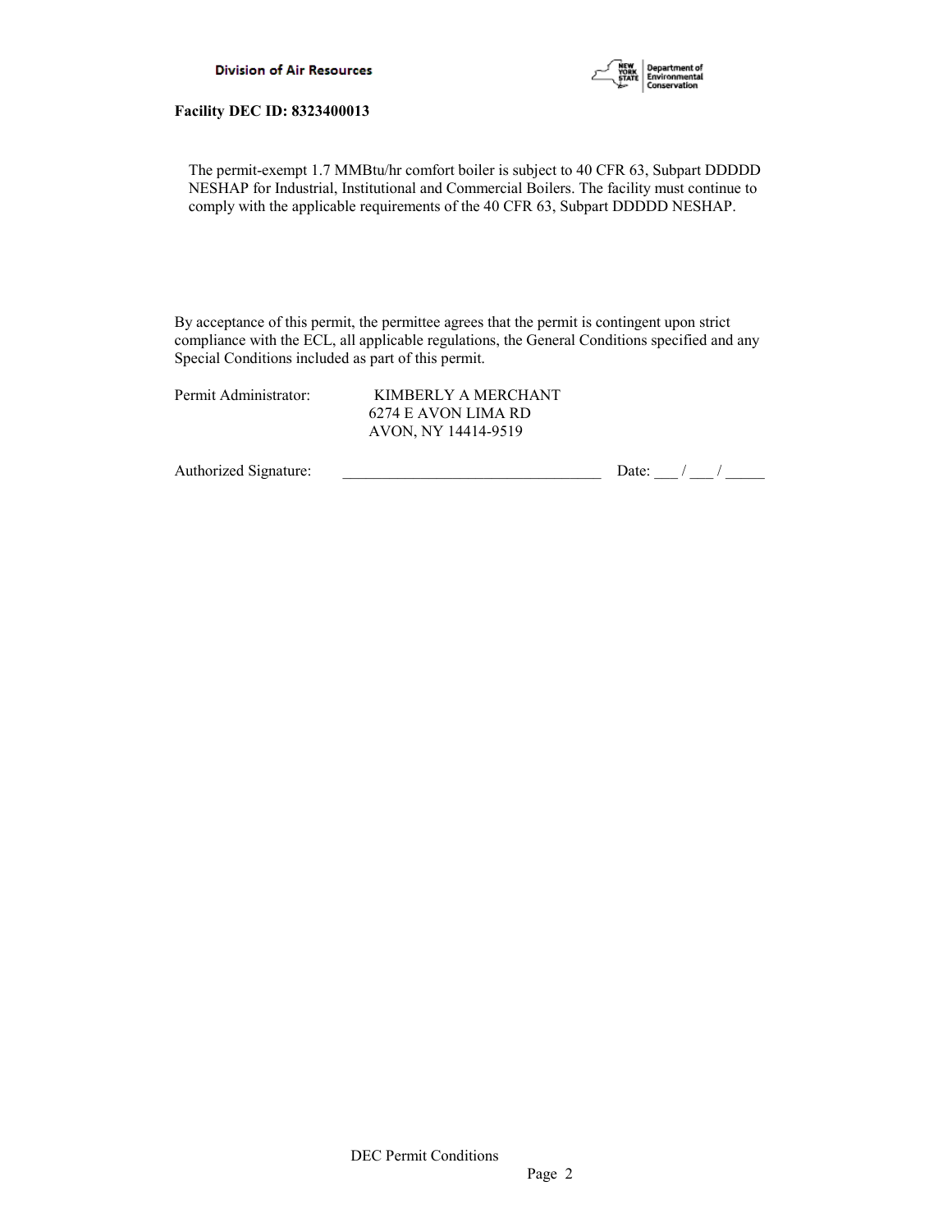**Facility DEC ID: 8323400013**

The permit-exempt 1.7 MMBtu/hr comfort boiler is subject to 40 CFR 63, Subpart DDDDD NESHAP for Industrial, Institutional and Commercial Boilers. The facility must continue to comply with the applicable requirements of the 40 CFR 63, Subpart DDDDD NESHAP.

By acceptance of this permit, the permittee agrees that the permit is contingent upon strict compliance with the ECL, all applicable regulations, the General Conditions specified and any Special Conditions included as part of this permit.

Permit Administrator: KIMBERLY A MERCHANT
6274 E AVON LIMA RD
AVON, NY 14414-9519

Authorized Signature: _________________________________ Date: ___ / ___ / _____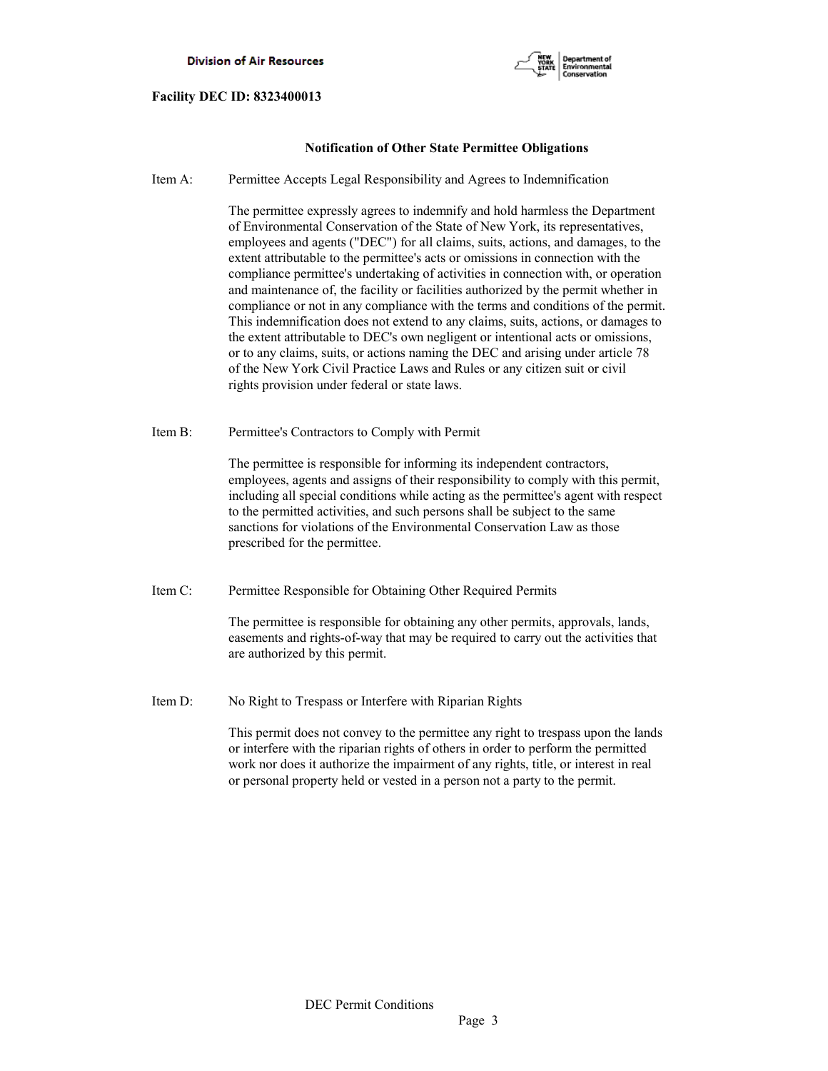**Facility DEC ID: 8323400013**

### Notification of Other State Permittee Obligations

Item A: Permittee Accepts Legal Responsibility and Agrees to Indemnification

The permittee expressly agrees to indemnify and hold harmless the Department of Environmental Conservation of the State of New York, its representatives, employees and agents ("DEC") for all claims, suits, actions, and damages, to the extent attributable to the permittee's acts or omissions in connection with the compliance permittee's undertaking of activities in connection with, or operation and maintenance of, the facility or facilities authorized by the permit whether in compliance or not in any compliance with the terms and conditions of the permit. This indemnification does not extend to any claims, suits, actions, or damages to the extent attributable to DEC's own negligent or intentional acts or omissions, or to any claims, suits, or actions naming the DEC and arising under article 78 of the New York Civil Practice Laws and Rules or any citizen suit or civil rights provision under federal or state laws.

Item B: Permittee's Contractors to Comply with Permit

The permittee is responsible for informing its independent contractors, employees, agents and assigns of their responsibility to comply with this permit, including all special conditions while acting as the permittee's agent with respect to the permitted activities, and such persons shall be subject to the same sanctions for violations of the Environmental Conservation Law as those prescribed for the permittee.

Item C: Permittee Responsible for Obtaining Other Required Permits

The permittee is responsible for obtaining any other permits, approvals, lands, easements and rights-of-way that may be required to carry out the activities that are authorized by this permit.

Item D: No Right to Trespass or Interfere with Riparian Rights

This permit does not convey to the permittee any right to trespass upon the lands or interfere with the riparian rights of others in order to perform the permitted work nor does it authorize the impairment of any rights, title, or interest in real or personal property held or vested in a person not a party to the permit.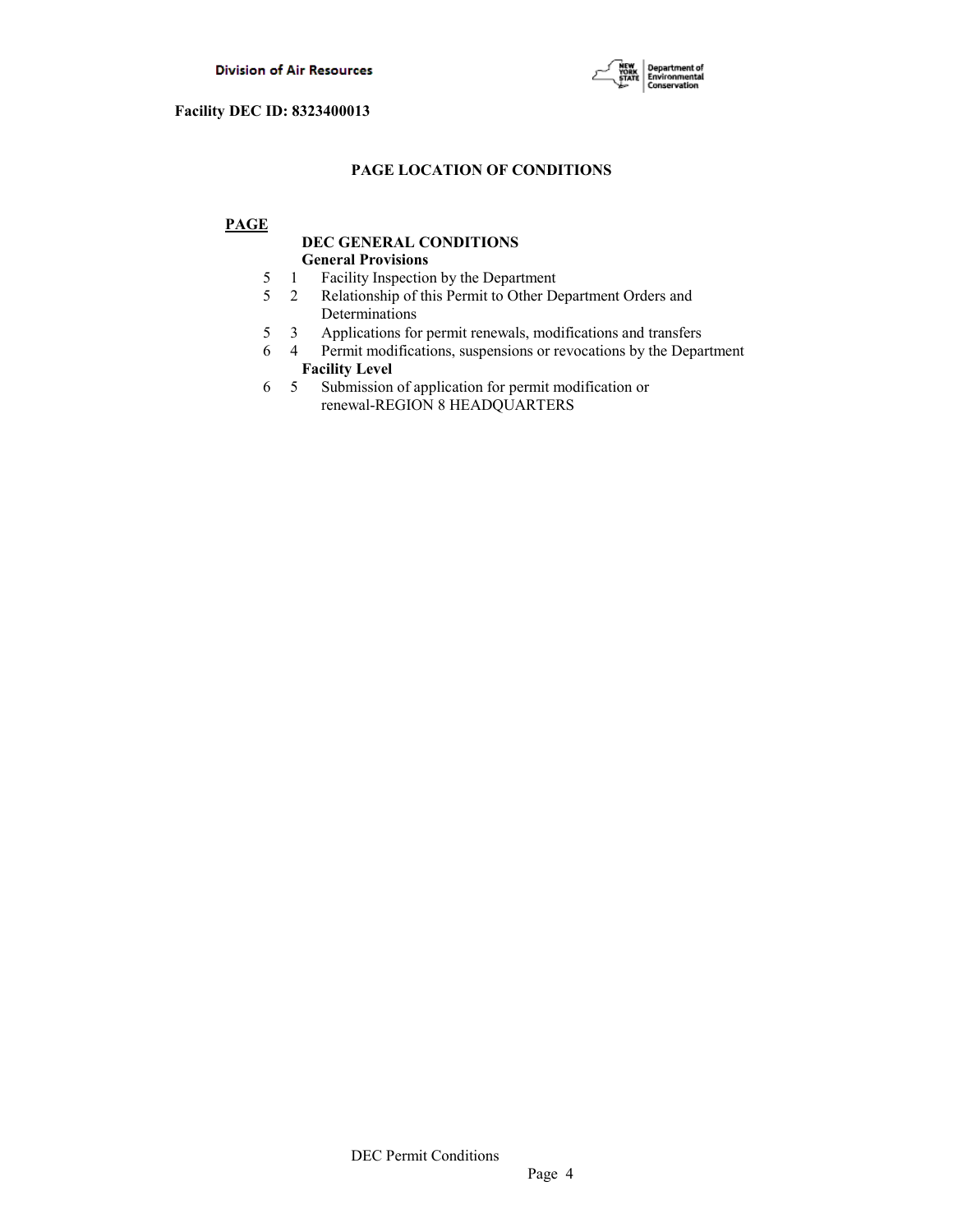**Facility DEC ID: 8323400013**

## PAGE LOCATION OF CONDITIONS

**PAGE**

**DEC GENERAL CONDITIONS**

**General Provisions**

| PAGE | | |
|---|---|---|
| 5 | 1 | Facility Inspection by the Department |
| 5 | 2 | Relationship of this Permit to Other Department Orders and Determinations |
| 5 | 3 | Applications for permit renewals, modifications and transfers |
| 6 | 4 | Permit modifications, suspensions or revocations by the Department |

**Facility Level**

| PAGE | | |
|---|---|---|
| 6 | 5 | Submission of application for permit modification or renewal-REGION 8 HEADQUARTERS |

DEC Permit Conditions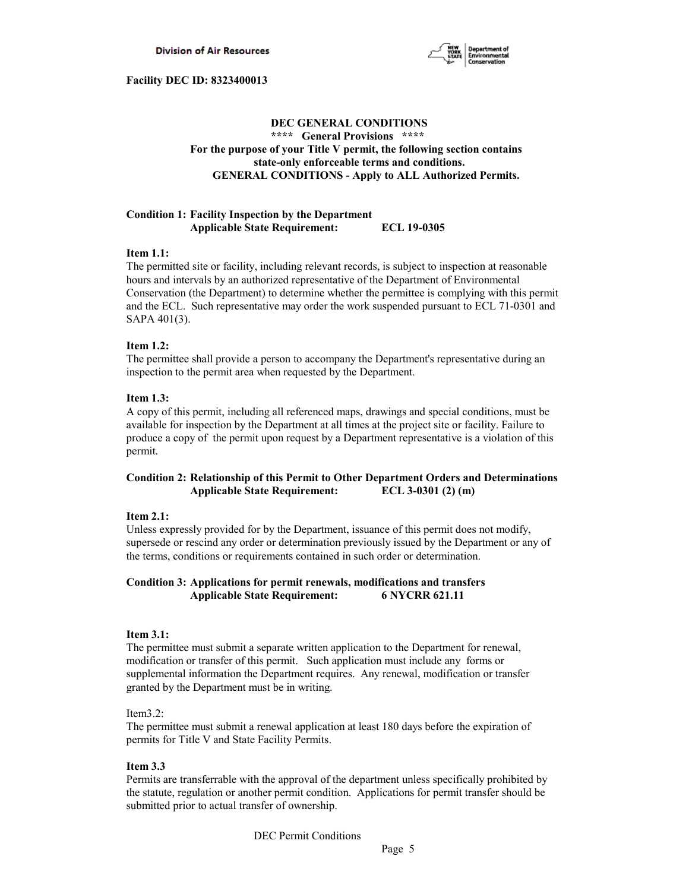**Facility DEC ID: 8323400013**

**DEC GENERAL CONDITIONS**
**\*\*\*\* General Provisions \*\*\*\***
**For the purpose of your Title V permit, the following section contains state-only enforceable terms and conditions.**
**GENERAL CONDITIONS - Apply to ALL Authorized Permits.**

**Condition 1: Facility Inspection by the Department**
**Applicable State Requirement: ECL 19-0305**

**Item 1.1:**
The permitted site or facility, including relevant records, is subject to inspection at reasonable hours and intervals by an authorized representative of the Department of Environmental Conservation (the Department) to determine whether the permittee is complying with this permit and the ECL. Such representative may order the work suspended pursuant to ECL 71-0301 and SAPA 401(3).

**Item 1.2:**
The permittee shall provide a person to accompany the Department's representative during an inspection to the permit area when requested by the Department.

**Item 1.3:**
A copy of this permit, including all referenced maps, drawings and special conditions, must be available for inspection by the Department at all times at the project site or facility. Failure to produce a copy of the permit upon request by a Department representative is a violation of this permit.

**Condition 2: Relationship of this Permit to Other Department Orders and Determinations**
**Applicable State Requirement: ECL 3-0301 (2) (m)**

**Item 2.1:**
Unless expressly provided for by the Department, issuance of this permit does not modify, supersede or rescind any order or determination previously issued by the Department or any of the terms, conditions or requirements contained in such order or determination.

**Condition 3: Applications for permit renewals, modifications and transfers**
**Applicable State Requirement: 6 NYCRR 621.11**

**Item 3.1:**
The permittee must submit a separate written application to the Department for renewal, modification or transfer of this permit. Such application must include any forms or supplemental information the Department requires. Any renewal, modification or transfer granted by the Department must be in writing.

Item3.2:
The permittee must submit a renewal application at least 180 days before the expiration of permits for Title V and State Facility Permits.

**Item 3.3**
Permits are transferrable with the approval of the department unless specifically prohibited by the statute, regulation or another permit condition. Applications for permit transfer should be submitted prior to actual transfer of ownership.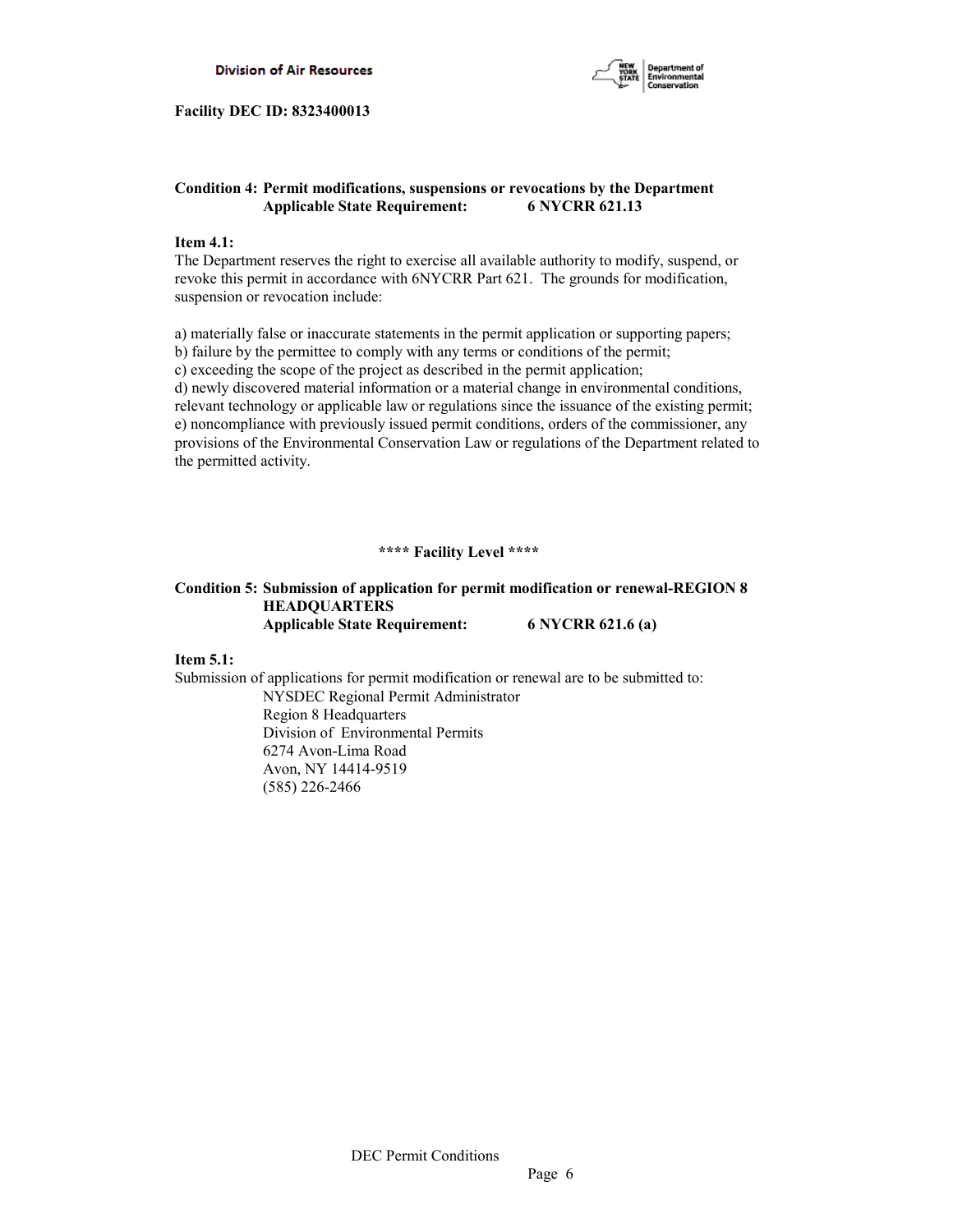**Facility DEC ID: 8323400013**

**Condition 4: Permit modifications, suspensions or revocations by the Department**
**Applicable State Requirement: 6 NYCRR 621.13**

**Item 4.1:**
The Department reserves the right to exercise all available authority to modify, suspend, or revoke this permit in accordance with 6NYCRR Part 621. The grounds for modification, suspension or revocation include:

a) materially false or inaccurate statements in the permit application or supporting papers;
b) failure by the permittee to comply with any terms or conditions of the permit;
c) exceeding the scope of the project as described in the permit application;
d) newly discovered material information or a material change in environmental conditions, relevant technology or applicable law or regulations since the issuance of the existing permit;
e) noncompliance with previously issued permit conditions, orders of the commissioner, any provisions of the Environmental Conservation Law or regulations of the Department related to the permitted activity.

**\*\*\*\* Facility Level \*\*\*\***

**Condition 5: Submission of application for permit modification or renewal-REGION 8 HEADQUARTERS**
**Applicable State Requirement: 6 NYCRR 621.6 (a)**

**Item 5.1:**
Submission of applications for permit modification or renewal are to be submitted to:

NYSDEC Regional Permit Administrator
Region 8 Headquarters
Division of Environmental Permits
6274 Avon-Lima Road
Avon, NY 14414-9519
(585) 226-2466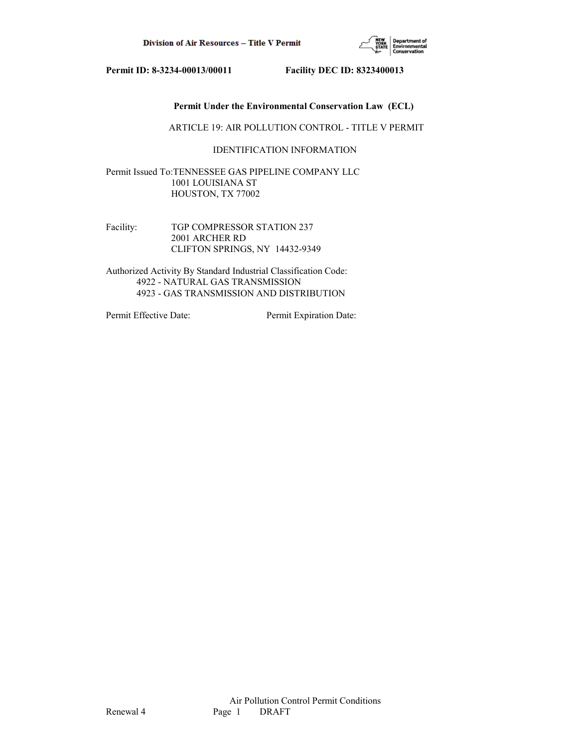**Permit ID: 8-3234-00013/00011 Facility DEC ID: 8323400013**

**Permit Under the Environmental Conservation Law (ECL)**

ARTICLE 19: AIR POLLUTION CONTROL - TITLE V PERMIT

IDENTIFICATION INFORMATION

Permit Issued To: TENNESSEE GAS PIPELINE COMPANY LLC
1001 LOUISIANA ST
HOUSTON, TX 77002

Facility: TGP COMPRESSOR STATION 237
2001 ARCHER RD
CLIFTON SPRINGS, NY 14432-9349

Authorized Activity By Standard Industrial Classification Code:
4922 - NATURAL GAS TRANSMISSION
4923 - GAS TRANSMISSION AND DISTRIBUTION

Permit Effective Date: Permit Expiration Date: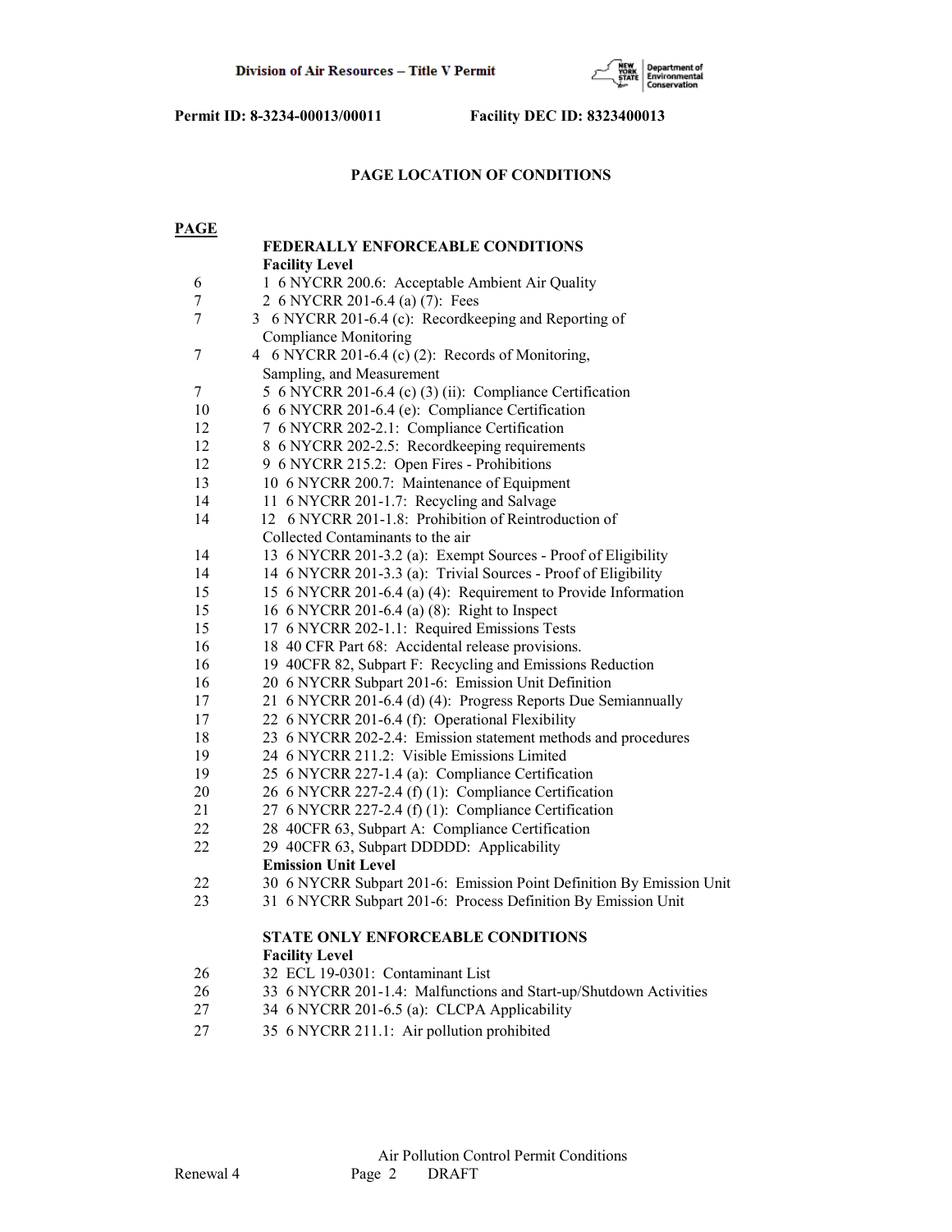## PAGE LOCATION OF CONDITIONS

| PAGE | |
|---|---|
| | **FEDERALLY ENFORCEABLE CONDITIONS** |
| | **Facility Level** |
| 6 | 1 6 NYCRR 200.6: Acceptable Ambient Air Quality |
| 7 | 2 6 NYCRR 201-6.4 (a) (7): Fees |
| 7 | 3 6 NYCRR 201-6.4 (c): Recordkeeping and Reporting of Compliance Monitoring |
| 7 | 4 6 NYCRR 201-6.4 (c) (2): Records of Monitoring, Sampling, and Measurement |
| 7 | 5 6 NYCRR 201-6.4 (c) (3) (ii): Compliance Certification |
| 10 | 6 6 NYCRR 201-6.4 (e): Compliance Certification |
| 12 | 7 6 NYCRR 202-2.1: Compliance Certification |
| 12 | 8 6 NYCRR 202-2.5: Recordkeeping requirements |
| 12 | 9 6 NYCRR 215.2: Open Fires - Prohibitions |
| 13 | 10 6 NYCRR 200.7: Maintenance of Equipment |
| 14 | 11 6 NYCRR 201-1.7: Recycling and Salvage |
| 14 | 12 6 NYCRR 201-1.8: Prohibition of Reintroduction of Collected Contaminants to the air |
| 14 | 13 6 NYCRR 201-3.2 (a): Exempt Sources - Proof of Eligibility |
| 14 | 14 6 NYCRR 201-3.3 (a): Trivial Sources - Proof of Eligibility |
| 15 | 15 6 NYCRR 201-6.4 (a) (4): Requirement to Provide Information |
| 15 | 16 6 NYCRR 201-6.4 (a) (8): Right to Inspect |
| 15 | 17 6 NYCRR 202-1.1: Required Emissions Tests |
| 16 | 18 40 CFR Part 68: Accidental release provisions. |
| 16 | 19 40CFR 82, Subpart F: Recycling and Emissions Reduction |
| 16 | 20 6 NYCRR Subpart 201-6: Emission Unit Definition |
| 17 | 21 6 NYCRR 201-6.4 (d) (4): Progress Reports Due Semiannually |
| 17 | 22 6 NYCRR 201-6.4 (f): Operational Flexibility |
| 18 | 23 6 NYCRR 202-2.4: Emission statement methods and procedures |
| 19 | 24 6 NYCRR 211.2: Visible Emissions Limited |
| 19 | 25 6 NYCRR 227-1.4 (a): Compliance Certification |
| 20 | 26 6 NYCRR 227-2.4 (f) (1): Compliance Certification |
| 21 | 27 6 NYCRR 227-2.4 (f) (1): Compliance Certification |
| 22 | 28 40CFR 63, Subpart A: Compliance Certification |
| 22 | 29 40CFR 63, Subpart DDDDD: Applicability |
| | **Emission Unit Level** |
| 22 | 30 6 NYCRR Subpart 201-6: Emission Point Definition By Emission Unit |
| 23 | 31 6 NYCRR Subpart 201-6: Process Definition By Emission Unit |
| | **STATE ONLY ENFORCEABLE CONDITIONS** |
| | **Facility Level** |
| 26 | 32 ECL 19-0301: Contaminant List |
| 26 | 33 6 NYCRR 201-1.4: Malfunctions and Start-up/Shutdown Activities |
| 27 | 34 6 NYCRR 201-6.5 (a): CLCPA Applicability |
| 27 | 35 6 NYCRR 211.1: Air pollution prohibited |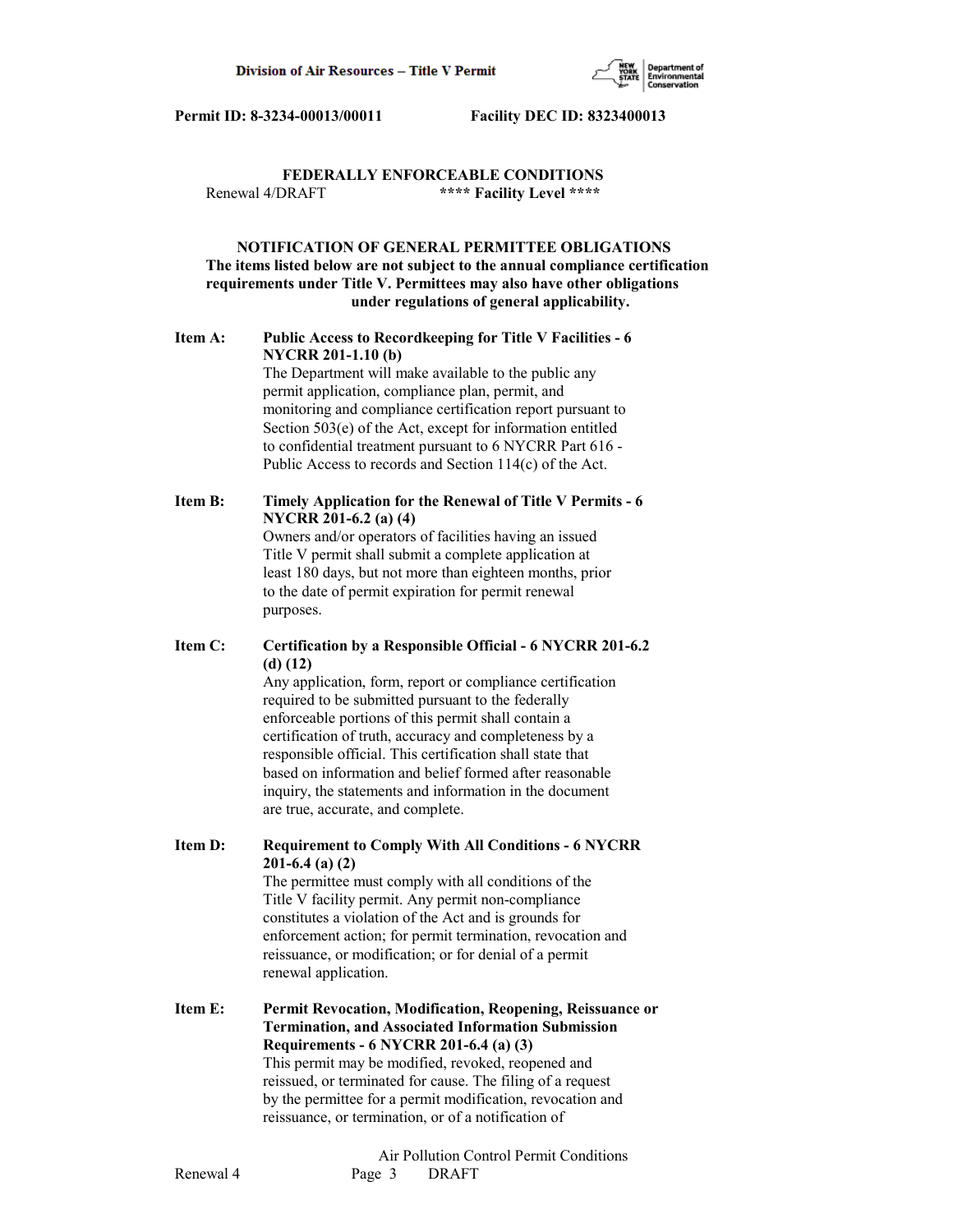**Permit ID: 8-3234-00013/00011 Facility DEC ID: 8323400013**

## FEDERALLY ENFORCEABLE CONDITIONS

Renewal 4/DRAFT **\*\*\*\* Facility Level \*\*\*\***

### NOTIFICATION OF GENERAL PERMITTEE OBLIGATIONS

**The items listed below are not subject to the annual compliance certification requirements under Title V. Permittees may also have other obligations under regulations of general applicability.**

**Item A: Public Access to Recordkeeping for Title V Facilities - 6 NYCRR 201-1.10 (b)**

The Department will make available to the public any permit application, compliance plan, permit, and monitoring and compliance certification report pursuant to Section 503(e) of the Act, except for information entitled to confidential treatment pursuant to 6 NYCRR Part 616 - Public Access to records and Section 114(c) of the Act.

**Item B: Timely Application for the Renewal of Title V Permits - 6 NYCRR 201-6.2 (a) (4)**

Owners and/or operators of facilities having an issued Title V permit shall submit a complete application at least 180 days, but not more than eighteen months, prior to the date of permit expiration for permit renewal purposes.

**Item C: Certification by a Responsible Official - 6 NYCRR 201-6.2 (d) (12)**

Any application, form, report or compliance certification required to be submitted pursuant to the federally enforceable portions of this permit shall contain a certification of truth, accuracy and completeness by a responsible official. This certification shall state that based on information and belief formed after reasonable inquiry, the statements and information in the document are true, accurate, and complete.

**Item D: Requirement to Comply With All Conditions - 6 NYCRR 201-6.4 (a) (2)**

The permittee must comply with all conditions of the Title V facility permit. Any permit non-compliance constitutes a violation of the Act and is grounds for enforcement action; for permit termination, revocation and reissuance, or modification; or for denial of a permit renewal application.

**Item E: Permit Revocation, Modification, Reopening, Reissuance or Termination, and Associated Information Submission Requirements - 6 NYCRR 201-6.4 (a) (3)**

This permit may be modified, revoked, reopened and reissued, or terminated for cause. The filing of a request by the permittee for a permit modification, revocation and reissuance, or termination, or of a notification of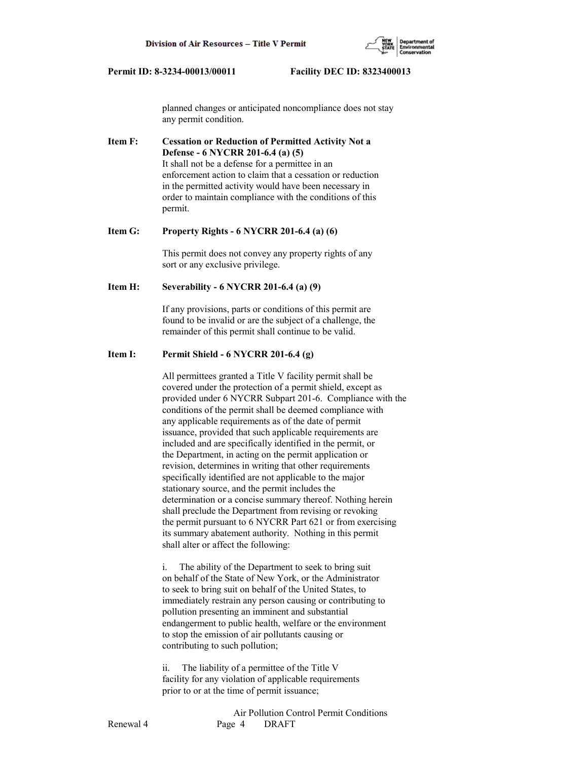planned changes or anticipated noncompliance does not stay any permit condition.

**Item F: Cessation or Reduction of Permitted Activity Not a Defense - 6 NYCRR 201-6.4 (a) (5)**
It shall not be a defense for a permittee in an enforcement action to claim that a cessation or reduction in the permitted activity would have been necessary in order to maintain compliance with the conditions of this permit.

**Item G: Property Rights - 6 NYCRR 201-6.4 (a) (6)**

This permit does not convey any property rights of any sort or any exclusive privilege.

**Item H: Severability - 6 NYCRR 201-6.4 (a) (9)**

If any provisions, parts or conditions of this permit are found to be invalid or are the subject of a challenge, the remainder of this permit shall continue to be valid.

**Item I: Permit Shield - 6 NYCRR 201-6.4 (g)**

All permittees granted a Title V facility permit shall be covered under the protection of a permit shield, except as provided under 6 NYCRR Subpart 201-6. Compliance with the conditions of the permit shall be deemed compliance with any applicable requirements as of the date of permit issuance, provided that such applicable requirements are included and are specifically identified in the permit, or the Department, in acting on the permit application or revision, determines in writing that other requirements specifically identified are not applicable to the major stationary source, and the permit includes the determination or a concise summary thereof. Nothing herein shall preclude the Department from revising or revoking the permit pursuant to 6 NYCRR Part 621 or from exercising its summary abatement authority. Nothing in this permit shall alter or affect the following:

i. The ability of the Department to seek to bring suit on behalf of the State of New York, or the Administrator to seek to bring suit on behalf of the United States, to immediately restrain any person causing or contributing to pollution presenting an imminent and substantial endangerment to public health, welfare or the environment to stop the emission of air pollutants causing or contributing to such pollution;

ii. The liability of a permittee of the Title V facility for any violation of applicable requirements prior to or at the time of permit issuance;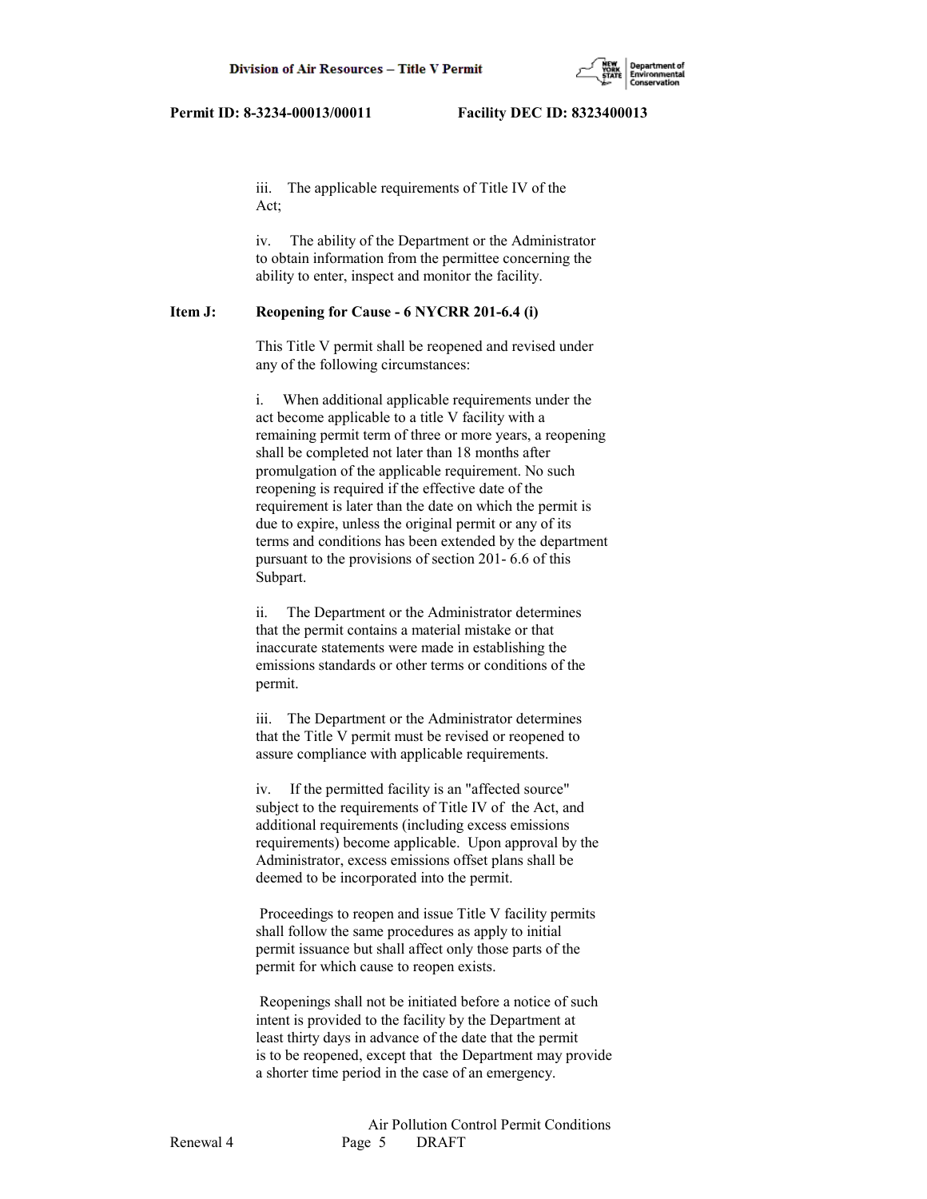iii. The applicable requirements of Title IV of the Act;

iv. The ability of the Department or the Administrator to obtain information from the permittee concerning the ability to enter, inspect and monitor the facility.

**Item J: Reopening for Cause - 6 NYCRR 201-6.4 (i)**

This Title V permit shall be reopened and revised under any of the following circumstances:

i. When additional applicable requirements under the act become applicable to a title V facility with a remaining permit term of three or more years, a reopening shall be completed not later than 18 months after promulgation of the applicable requirement. No such reopening is required if the effective date of the requirement is later than the date on which the permit is due to expire, unless the original permit or any of its terms and conditions has been extended by the department pursuant to the provisions of section 201- 6.6 of this Subpart.

ii. The Department or the Administrator determines that the permit contains a material mistake or that inaccurate statements were made in establishing the emissions standards or other terms or conditions of the permit.

iii. The Department or the Administrator determines that the Title V permit must be revised or reopened to assure compliance with applicable requirements.

iv. If the permitted facility is an "affected source" subject to the requirements of Title IV of the Act, and additional requirements (including excess emissions requirements) become applicable. Upon approval by the Administrator, excess emissions offset plans shall be deemed to be incorporated into the permit.

Proceedings to reopen and issue Title V facility permits shall follow the same procedures as apply to initial permit issuance but shall affect only those parts of the permit for which cause to reopen exists.

Reopenings shall not be initiated before a notice of such intent is provided to the facility by the Department at least thirty days in advance of the date that the permit is to be reopened, except that the Department may provide a shorter time period in the case of an emergency.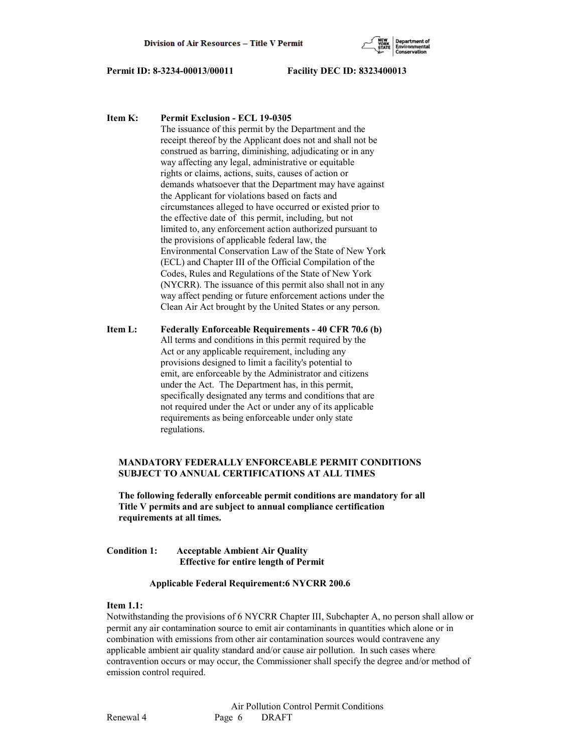**Item K: Permit Exclusion - ECL 19-0305**

The issuance of this permit by the Department and the receipt thereof by the Applicant does not and shall not be construed as barring, diminishing, adjudicating or in any way affecting any legal, administrative or equitable rights or claims, actions, suits, causes of action or demands whatsoever that the Department may have against the Applicant for violations based on facts and circumstances alleged to have occurred or existed prior to the effective date of this permit, including, but not limited to, any enforcement action authorized pursuant to the provisions of applicable federal law, the Environmental Conservation Law of the State of New York (ECL) and Chapter III of the Official Compilation of the Codes, Rules and Regulations of the State of New York (NYCRR). The issuance of this permit also shall not in any way affect pending or future enforcement actions under the Clean Air Act brought by the United States or any person.

**Item L: Federally Enforceable Requirements - 40 CFR 70.6 (b)**

All terms and conditions in this permit required by the Act or any applicable requirement, including any provisions designed to limit a facility's potential to emit, are enforceable by the Administrator and citizens under the Act. The Department has, in this permit, specifically designated any terms and conditions that are not required under the Act or under any of its applicable requirements as being enforceable under only state regulations.

**MANDATORY FEDERALLY ENFORCEABLE PERMIT CONDITIONS SUBJECT TO ANNUAL CERTIFICATIONS AT ALL TIMES**

**The following federally enforceable permit conditions are mandatory for all Title V permits and are subject to annual compliance certification requirements at all times.**

**Condition 1: Acceptable Ambient Air Quality**
**Effective for entire length of Permit**

**Applicable Federal Requirement:6 NYCRR 200.6**

**Item 1.1:**

Notwithstanding the provisions of 6 NYCRR Chapter III, Subchapter A, no person shall allow or permit any air contamination source to emit air contaminants in quantities which alone or in combination with emissions from other air contamination sources would contravene any applicable ambient air quality standard and/or cause air pollution. In such cases where contravention occurs or may occur, the Commissioner shall specify the degree and/or method of emission control required.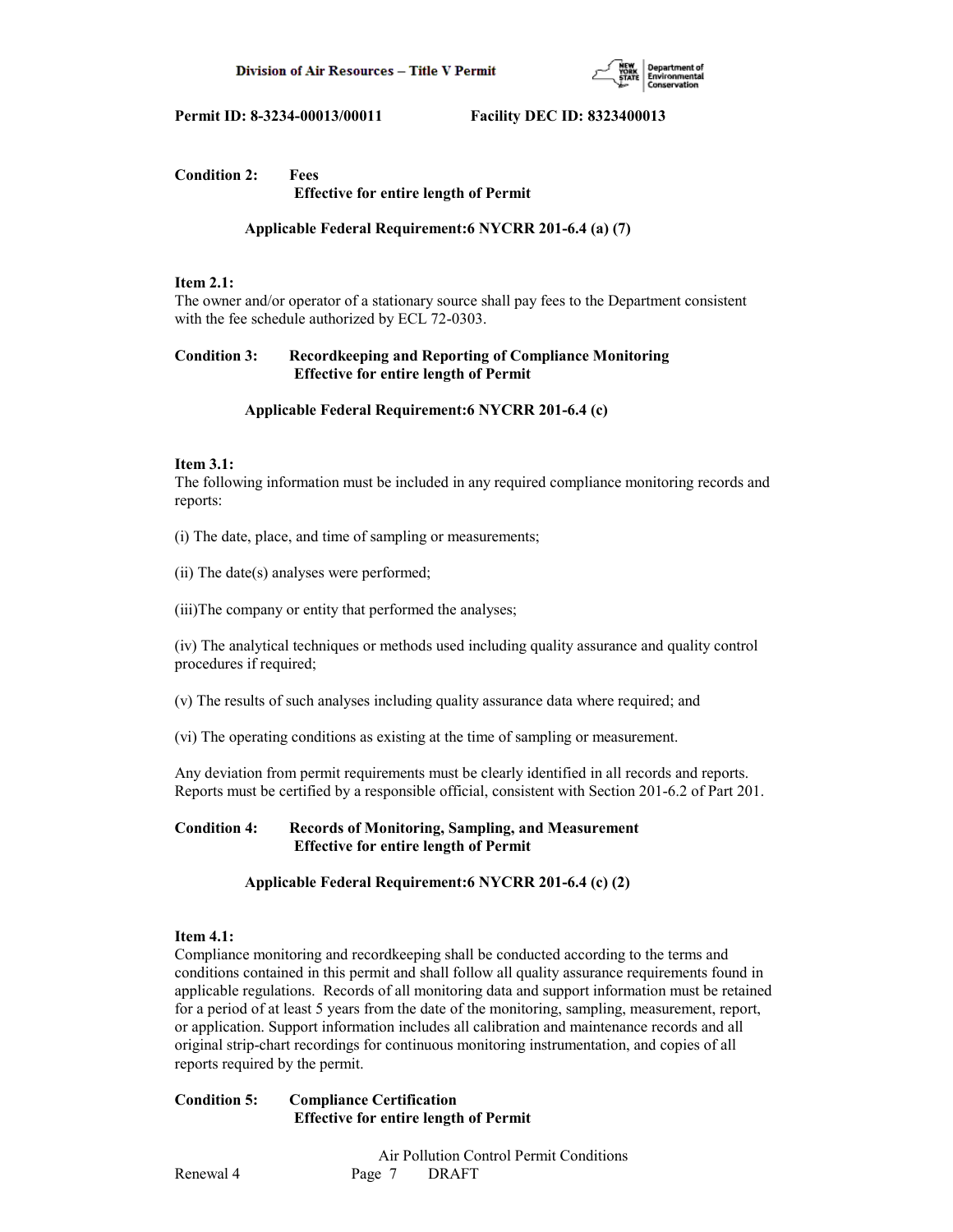**Condition 2: Fees**
**Effective for entire length of Permit**

**Applicable Federal Requirement:6 NYCRR 201-6.4 (a) (7)**

**Item 2.1:**
The owner and/or operator of a stationary source shall pay fees to the Department consistent with the fee schedule authorized by ECL 72-0303.

**Condition 3: Recordkeeping and Reporting of Compliance Monitoring**
**Effective for entire length of Permit**

**Applicable Federal Requirement:6 NYCRR 201-6.4 (c)**

**Item 3.1:**
The following information must be included in any required compliance monitoring records and reports:

(i) The date, place, and time of sampling or measurements;

(ii) The date(s) analyses were performed;

(iii)The company or entity that performed the analyses;

(iv) The analytical techniques or methods used including quality assurance and quality control procedures if required;

(v) The results of such analyses including quality assurance data where required; and

(vi) The operating conditions as existing at the time of sampling or measurement.

Any deviation from permit requirements must be clearly identified in all records and reports. Reports must be certified by a responsible official, consistent with Section 201-6.2 of Part 201.

**Condition 4: Records of Monitoring, Sampling, and Measurement**
**Effective for entire length of Permit**

**Applicable Federal Requirement:6 NYCRR 201-6.4 (c) (2)**

**Item 4.1:**
Compliance monitoring and recordkeeping shall be conducted according to the terms and conditions contained in this permit and shall follow all quality assurance requirements found in applicable regulations. Records of all monitoring data and support information must be retained for a period of at least 5 years from the date of the monitoring, sampling, measurement, report, or application. Support information includes all calibration and maintenance records and all original strip-chart recordings for continuous monitoring instrumentation, and copies of all reports required by the permit.

**Condition 5: Compliance Certification**
**Effective for entire length of Permit**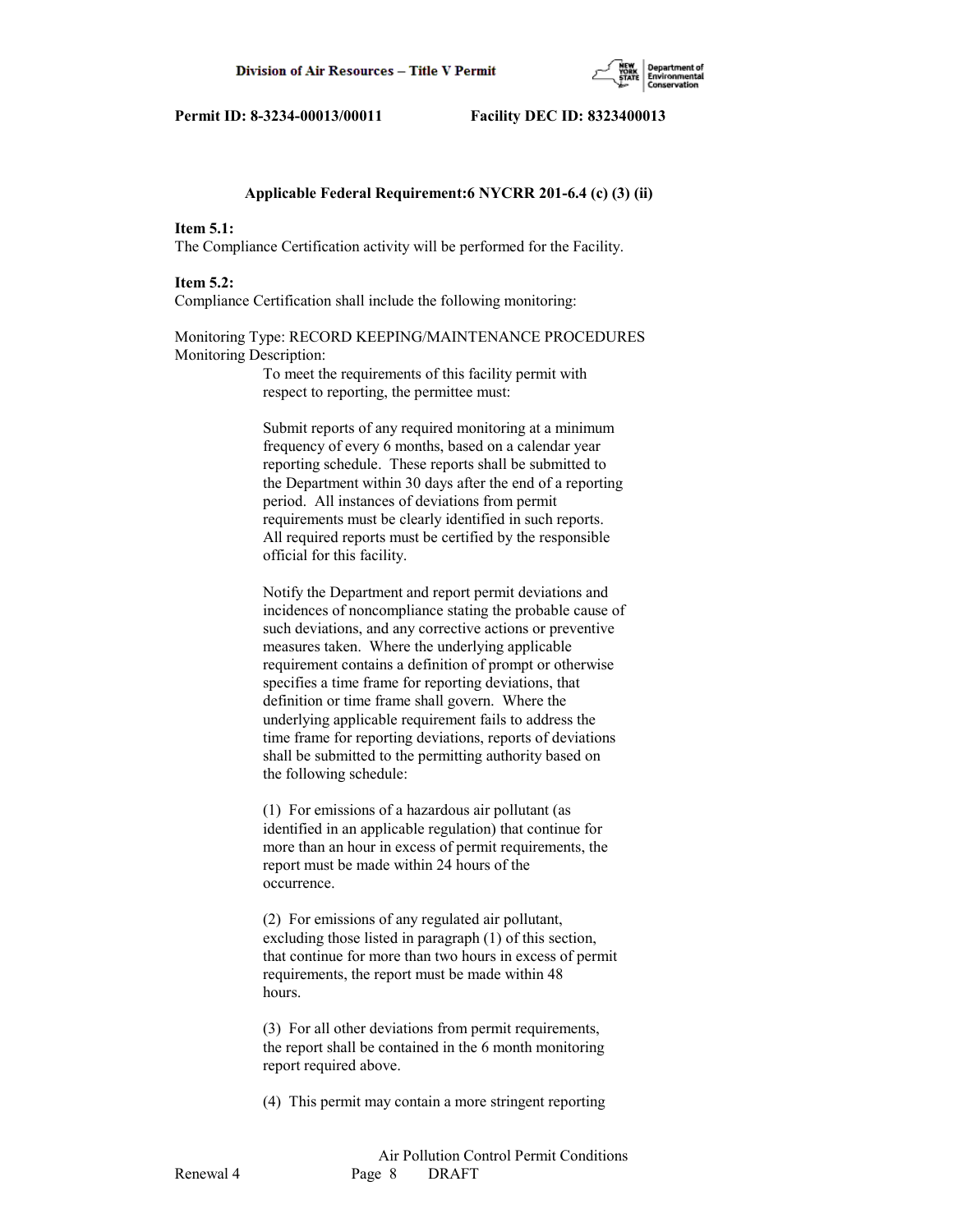**Applicable Federal Requirement:6 NYCRR 201-6.4 (c) (3) (ii)**

**Item 5.1:**
The Compliance Certification activity will be performed for the Facility.

**Item 5.2:**
Compliance Certification shall include the following monitoring:

Monitoring Type: RECORD KEEPING/MAINTENANCE PROCEDURES
Monitoring Description:

To meet the requirements of this facility permit with respect to reporting, the permittee must:

Submit reports of any required monitoring at a minimum frequency of every 6 months, based on a calendar year reporting schedule. These reports shall be submitted to the Department within 30 days after the end of a reporting period. All instances of deviations from permit requirements must be clearly identified in such reports. All required reports must be certified by the responsible official for this facility.

Notify the Department and report permit deviations and incidences of noncompliance stating the probable cause of such deviations, and any corrective actions or preventive measures taken. Where the underlying applicable requirement contains a definition of prompt or otherwise specifies a time frame for reporting deviations, that definition or time frame shall govern. Where the underlying applicable requirement fails to address the time frame for reporting deviations, reports of deviations shall be submitted to the permitting authority based on the following schedule:

(1) For emissions of a hazardous air pollutant (as identified in an applicable regulation) that continue for more than an hour in excess of permit requirements, the report must be made within 24 hours of the occurrence.

(2) For emissions of any regulated air pollutant, excluding those listed in paragraph (1) of this section, that continue for more than two hours in excess of permit requirements, the report must be made within 48 hours.

(3) For all other deviations from permit requirements, the report shall be contained in the 6 month monitoring report required above.

(4) This permit may contain a more stringent reporting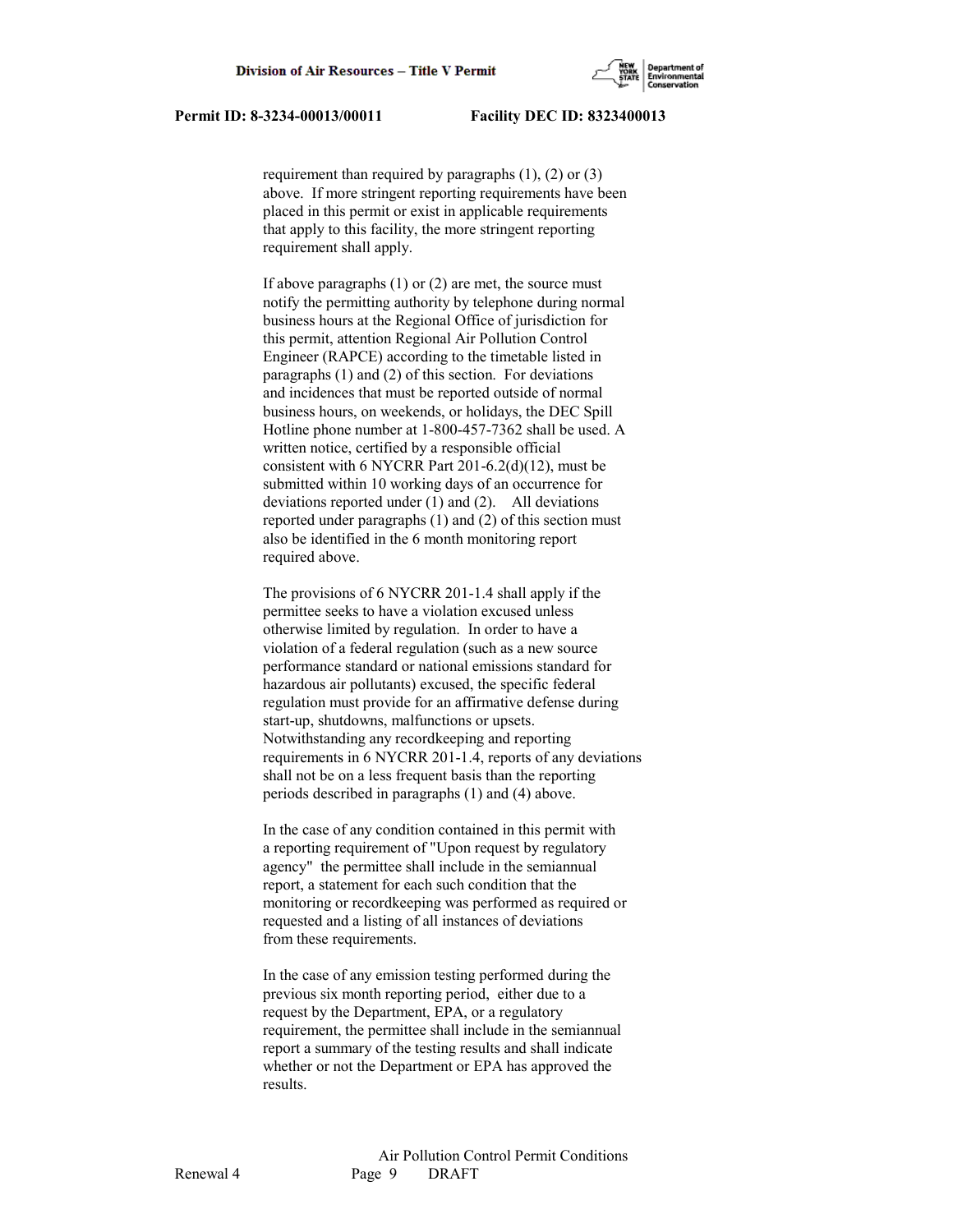requirement than required by paragraphs (1), (2) or (3) above. If more stringent reporting requirements have been placed in this permit or exist in applicable requirements that apply to this facility, the more stringent reporting requirement shall apply.

If above paragraphs (1) or (2) are met, the source must notify the permitting authority by telephone during normal business hours at the Regional Office of jurisdiction for this permit, attention Regional Air Pollution Control Engineer (RAPCE) according to the timetable listed in paragraphs (1) and (2) of this section. For deviations and incidences that must be reported outside of normal business hours, on weekends, or holidays, the DEC Spill Hotline phone number at 1-800-457-7362 shall be used. A written notice, certified by a responsible official consistent with 6 NYCRR Part 201-6.2(d)(12), must be submitted within 10 working days of an occurrence for deviations reported under (1) and (2). All deviations reported under paragraphs (1) and (2) of this section must also be identified in the 6 month monitoring report required above.

The provisions of 6 NYCRR 201-1.4 shall apply if the permittee seeks to have a violation excused unless otherwise limited by regulation. In order to have a violation of a federal regulation (such as a new source performance standard or national emissions standard for hazardous air pollutants) excused, the specific federal regulation must provide for an affirmative defense during start-up, shutdowns, malfunctions or upsets. Notwithstanding any recordkeeping and reporting requirements in 6 NYCRR 201-1.4, reports of any deviations shall not be on a less frequent basis than the reporting periods described in paragraphs (1) and (4) above.

In the case of any condition contained in this permit with a reporting requirement of "Upon request by regulatory agency" the permittee shall include in the semiannual report, a statement for each such condition that the monitoring or recordkeeping was performed as required or requested and a listing of all instances of deviations from these requirements.

In the case of any emission testing performed during the previous six month reporting period, either due to a request by the Department, EPA, or a regulatory requirement, the permittee shall include in the semiannual report a summary of the testing results and shall indicate whether or not the Department or EPA has approved the results.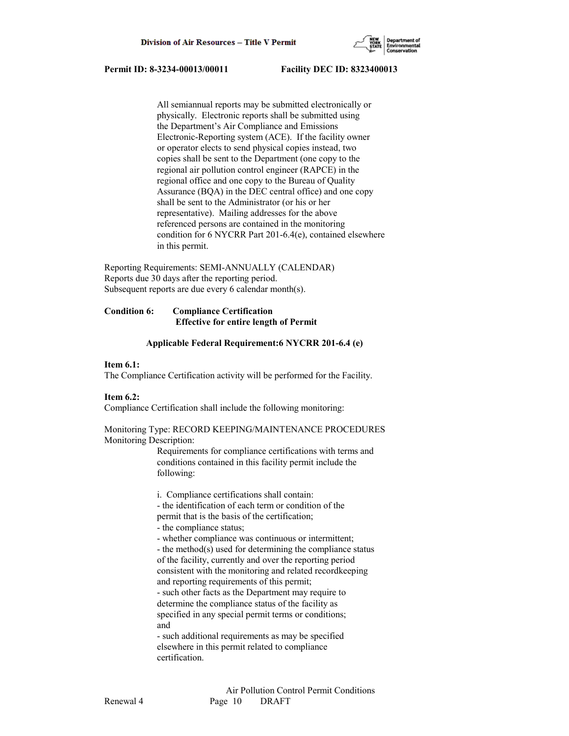All semiannual reports may be submitted electronically or physically. Electronic reports shall be submitted using the Department's Air Compliance and Emissions Electronic-Reporting system (ACE). If the facility owner or operator elects to send physical copies instead, two copies shall be sent to the Department (one copy to the regional air pollution control engineer (RAPCE) in the regional office and one copy to the Bureau of Quality Assurance (BQA) in the DEC central office) and one copy shall be sent to the Administrator (or his or her representative). Mailing addresses for the above referenced persons are contained in the monitoring condition for 6 NYCRR Part 201-6.4(e), contained elsewhere in this permit.

Reporting Requirements: SEMI-ANNUALLY (CALENDAR)
Reports due 30 days after the reporting period.
Subsequent reports are due every 6 calendar month(s).

**Condition 6: Compliance Certification**
**Effective for entire length of Permit**

**Applicable Federal Requirement:6 NYCRR 201-6.4 (e)**

**Item 6.1:**
The Compliance Certification activity will be performed for the Facility.

**Item 6.2:**
Compliance Certification shall include the following monitoring:

Monitoring Type: RECORD KEEPING/MAINTENANCE PROCEDURES
Monitoring Description:

Requirements for compliance certifications with terms and conditions contained in this facility permit include the following:

i. Compliance certifications shall contain:
- the identification of each term or condition of the permit that is the basis of the certification;
- the compliance status;
- whether compliance was continuous or intermittent;
- the method(s) used for determining the compliance status of the facility, currently and over the reporting period consistent with the monitoring and related recordkeeping and reporting requirements of this permit;
- such other facts as the Department may require to determine the compliance status of the facility as specified in any special permit terms or conditions; and
- such additional requirements as may be specified elsewhere in this permit related to compliance certification.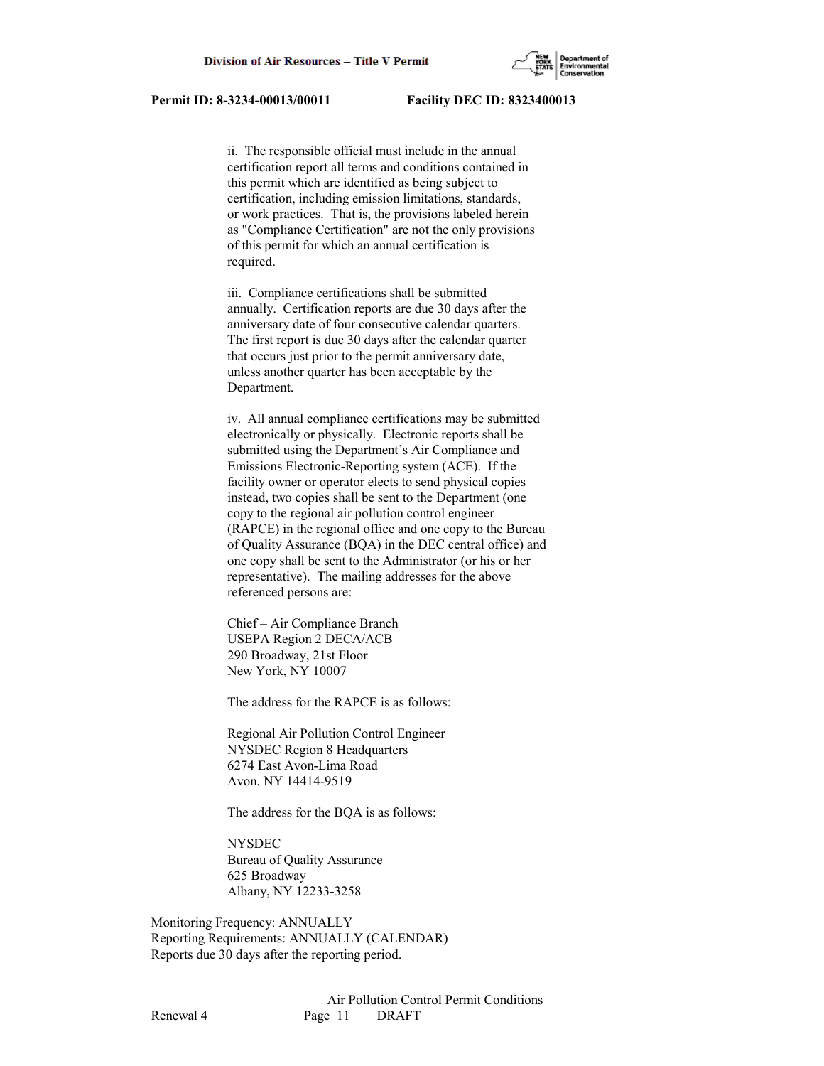ii. The responsible official must include in the annual certification report all terms and conditions contained in this permit which are identified as being subject to certification, including emission limitations, standards, or work practices. That is, the provisions labeled herein as "Compliance Certification" are not the only provisions of this permit for which an annual certification is required.

iii. Compliance certifications shall be submitted annually. Certification reports are due 30 days after the anniversary date of four consecutive calendar quarters. The first report is due 30 days after the calendar quarter that occurs just prior to the permit anniversary date, unless another quarter has been acceptable by the Department.

iv. All annual compliance certifications may be submitted electronically or physically. Electronic reports shall be submitted using the Department's Air Compliance and Emissions Electronic-Reporting system (ACE). If the facility owner or operator elects to send physical copies instead, two copies shall be sent to the Department (one copy to the regional air pollution control engineer (RAPCE) in the regional office and one copy to the Bureau of Quality Assurance (BQA) in the DEC central office) and one copy shall be sent to the Administrator (or his or her representative). The mailing addresses for the above referenced persons are:

Chief – Air Compliance Branch
USEPA Region 2 DECA/ACB
290 Broadway, 21st Floor
New York, NY 10007

The address for the RAPCE is as follows:

Regional Air Pollution Control Engineer
NYSDEC Region 8 Headquarters
6274 East Avon-Lima Road
Avon, NY 14414-9519

The address for the BQA is as follows:

NYSDEC
Bureau of Quality Assurance
625 Broadway
Albany, NY 12233-3258

Monitoring Frequency: ANNUALLY
Reporting Requirements: ANNUALLY (CALENDAR)
Reports due 30 days after the reporting period.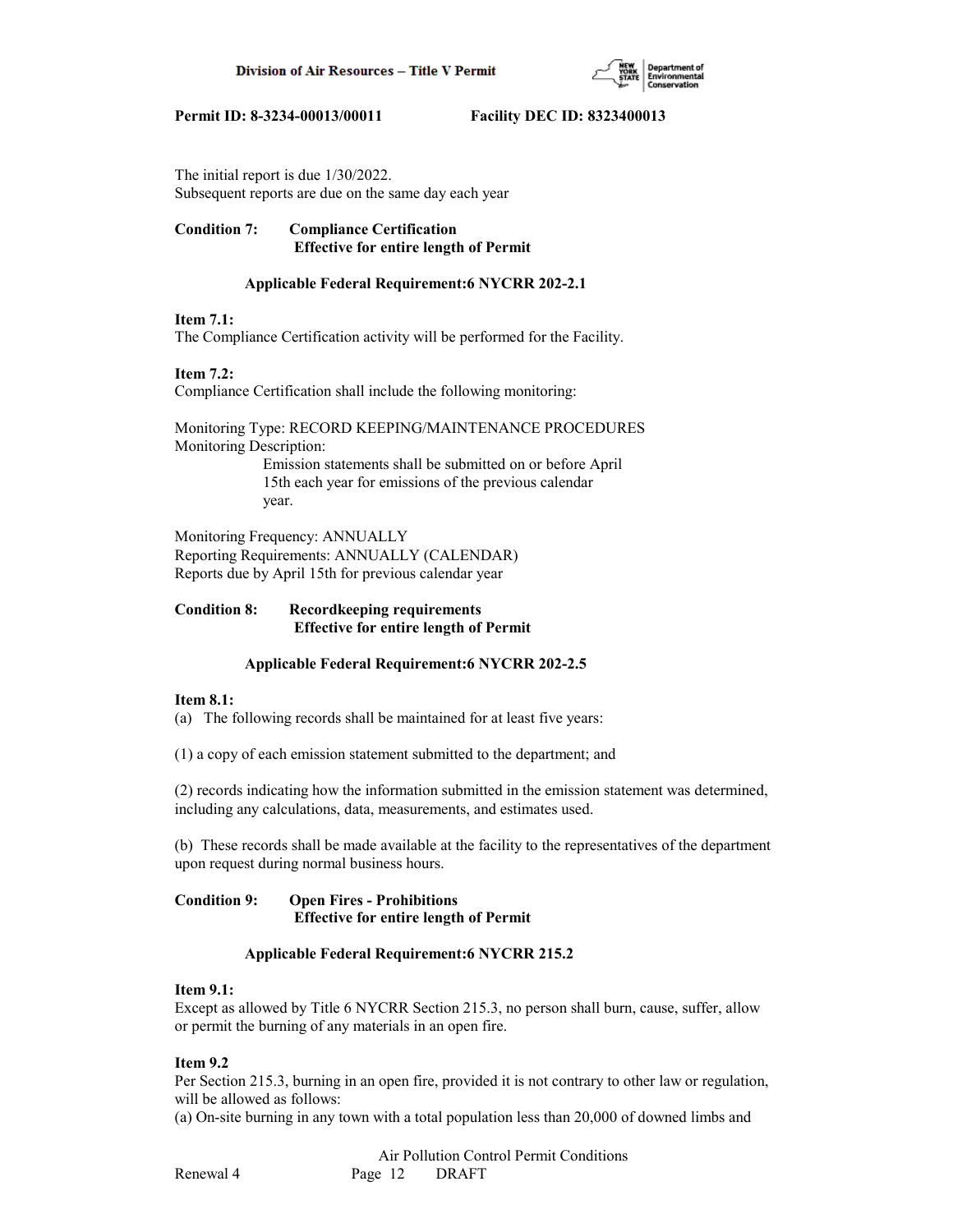The initial report is due 1/30/2022.
Subsequent reports are due on the same day each year

**Condition 7: Compliance Certification**
**Effective for entire length of Permit**

**Applicable Federal Requirement:6 NYCRR 202-2.1**

**Item 7.1:**
The Compliance Certification activity will be performed for the Facility.

**Item 7.2:**
Compliance Certification shall include the following monitoring:

Monitoring Type: RECORD KEEPING/MAINTENANCE PROCEDURES
Monitoring Description:
Emission statements shall be submitted on or before April 15th each year for emissions of the previous calendar year.

Monitoring Frequency: ANNUALLY
Reporting Requirements: ANNUALLY (CALENDAR)
Reports due by April 15th for previous calendar year

**Condition 8: Recordkeeping requirements**
**Effective for entire length of Permit**

**Applicable Federal Requirement:6 NYCRR 202-2.5**

**Item 8.1:**
(a) The following records shall be maintained for at least five years:

(1) a copy of each emission statement submitted to the department; and

(2) records indicating how the information submitted in the emission statement was determined, including any calculations, data, measurements, and estimates used.

(b) These records shall be made available at the facility to the representatives of the department upon request during normal business hours.

**Condition 9: Open Fires - Prohibitions**
**Effective for entire length of Permit**

**Applicable Federal Requirement:6 NYCRR 215.2**

**Item 9.1:**
Except as allowed by Title 6 NYCRR Section 215.3, no person shall burn, cause, suffer, allow or permit the burning of any materials in an open fire.

**Item 9.2**
Per Section 215.3, burning in an open fire, provided it is not contrary to other law or regulation, will be allowed as follows:
(a) On-site burning in any town with a total population less than 20,000 of downed limbs and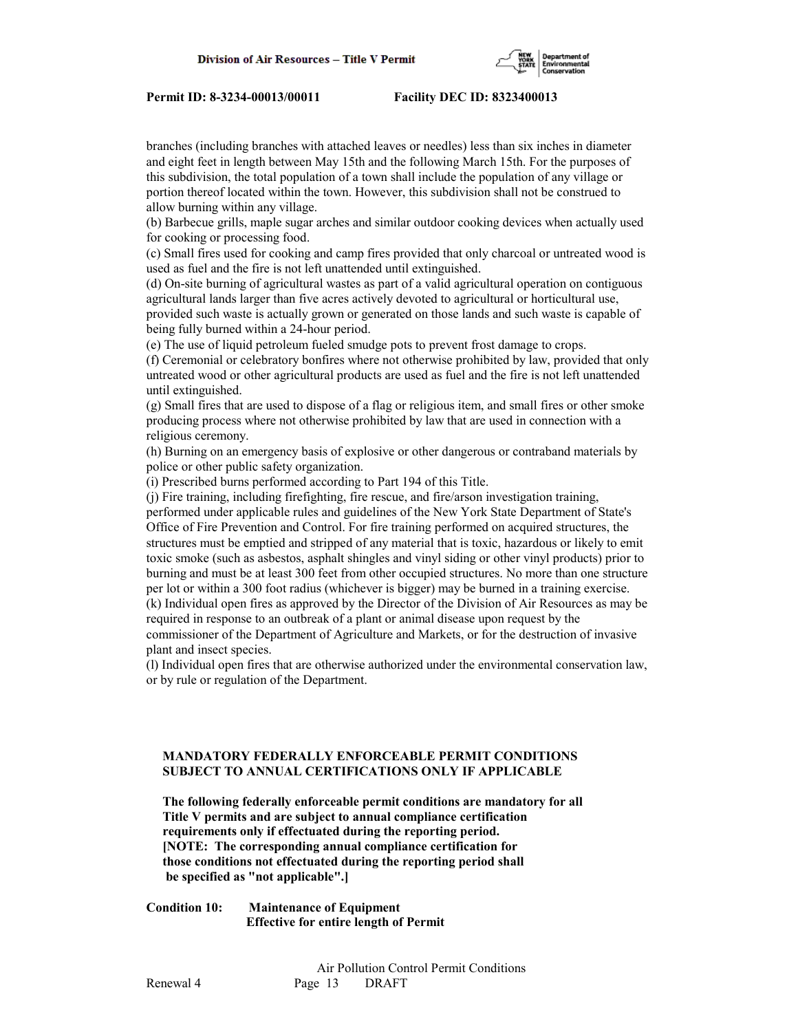branches (including branches with attached leaves or needles) less than six inches in diameter and eight feet in length between May 15th and the following March 15th. For the purposes of this subdivision, the total population of a town shall include the population of any village or portion thereof located within the town. However, this subdivision shall not be construed to allow burning within any village.

(b) Barbecue grills, maple sugar arches and similar outdoor cooking devices when actually used for cooking or processing food.

(c) Small fires used for cooking and camp fires provided that only charcoal or untreated wood is used as fuel and the fire is not left unattended until extinguished.

(d) On-site burning of agricultural wastes as part of a valid agricultural operation on contiguous agricultural lands larger than five acres actively devoted to agricultural or horticultural use, provided such waste is actually grown or generated on those lands and such waste is capable of being fully burned within a 24-hour period.

(e) The use of liquid petroleum fueled smudge pots to prevent frost damage to crops.

(f) Ceremonial or celebratory bonfires where not otherwise prohibited by law, provided that only untreated wood or other agricultural products are used as fuel and the fire is not left unattended until extinguished.

(g) Small fires that are used to dispose of a flag or religious item, and small fires or other smoke producing process where not otherwise prohibited by law that are used in connection with a religious ceremony.

(h) Burning on an emergency basis of explosive or other dangerous or contraband materials by police or other public safety organization.

(i) Prescribed burns performed according to Part 194 of this Title.

(j) Fire training, including firefighting, fire rescue, and fire/arson investigation training, performed under applicable rules and guidelines of the New York State Department of State's Office of Fire Prevention and Control. For fire training performed on acquired structures, the structures must be emptied and stripped of any material that is toxic, hazardous or likely to emit toxic smoke (such as asbestos, asphalt shingles and vinyl siding or other vinyl products) prior to burning and must be at least 300 feet from other occupied structures. No more than one structure per lot or within a 300 foot radius (whichever is bigger) may be burned in a training exercise.

(k) Individual open fires as approved by the Director of the Division of Air Resources as may be required in response to an outbreak of a plant or animal disease upon request by the commissioner of the Department of Agriculture and Markets, or for the destruction of invasive plant and insect species.

(l) Individual open fires that are otherwise authorized under the environmental conservation law, or by rule or regulation of the Department.

**MANDATORY FEDERALLY ENFORCEABLE PERMIT CONDITIONS SUBJECT TO ANNUAL CERTIFICATIONS ONLY IF APPLICABLE**

**The following federally enforceable permit conditions are mandatory for all Title V permits and are subject to annual compliance certification requirements only if effectuated during the reporting period. [NOTE: The corresponding annual compliance certification for those conditions not effectuated during the reporting period shall be specified as "not applicable".]**

**Condition 10: Maintenance of Equipment**
**Effective for entire length of Permit**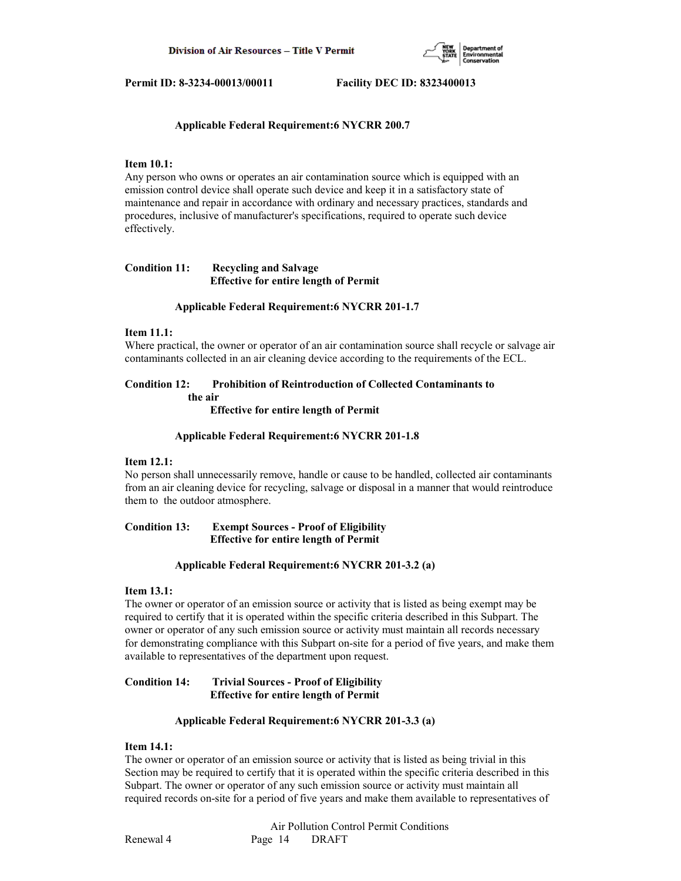**Applicable Federal Requirement:6 NYCRR 200.7**

**Item 10.1:**
Any person who owns or operates an air contamination source which is equipped with an emission control device shall operate such device and keep it in a satisfactory state of maintenance and repair in accordance with ordinary and necessary practices, standards and procedures, inclusive of manufacturer's specifications, required to operate such device effectively.

**Condition 11: Recycling and Salvage**
**Effective for entire length of Permit**

**Applicable Federal Requirement:6 NYCRR 201-1.7**

**Item 11.1:**
Where practical, the owner or operator of an air contamination source shall recycle or salvage air contaminants collected in an air cleaning device according to the requirements of the ECL.

**Condition 12: Prohibition of Reintroduction of Collected Contaminants to the air**
**Effective for entire length of Permit**

**Applicable Federal Requirement:6 NYCRR 201-1.8**

**Item 12.1:**
No person shall unnecessarily remove, handle or cause to be handled, collected air contaminants from an air cleaning device for recycling, salvage or disposal in a manner that would reintroduce them to the outdoor atmosphere.

**Condition 13: Exempt Sources - Proof of Eligibility**
**Effective for entire length of Permit**

**Applicable Federal Requirement:6 NYCRR 201-3.2 (a)**

**Item 13.1:**
The owner or operator of an emission source or activity that is listed as being exempt may be required to certify that it is operated within the specific criteria described in this Subpart. The owner or operator of any such emission source or activity must maintain all records necessary for demonstrating compliance with this Subpart on-site for a period of five years, and make them available to representatives of the department upon request.

**Condition 14: Trivial Sources - Proof of Eligibility**
**Effective for entire length of Permit**

**Applicable Federal Requirement:6 NYCRR 201-3.3 (a)**

**Item 14.1:**
The owner or operator of an emission source or activity that is listed as being trivial in this Section may be required to certify that it is operated within the specific criteria described in this Subpart. The owner or operator of any such emission source or activity must maintain all required records on-site for a period of five years and make them available to representatives of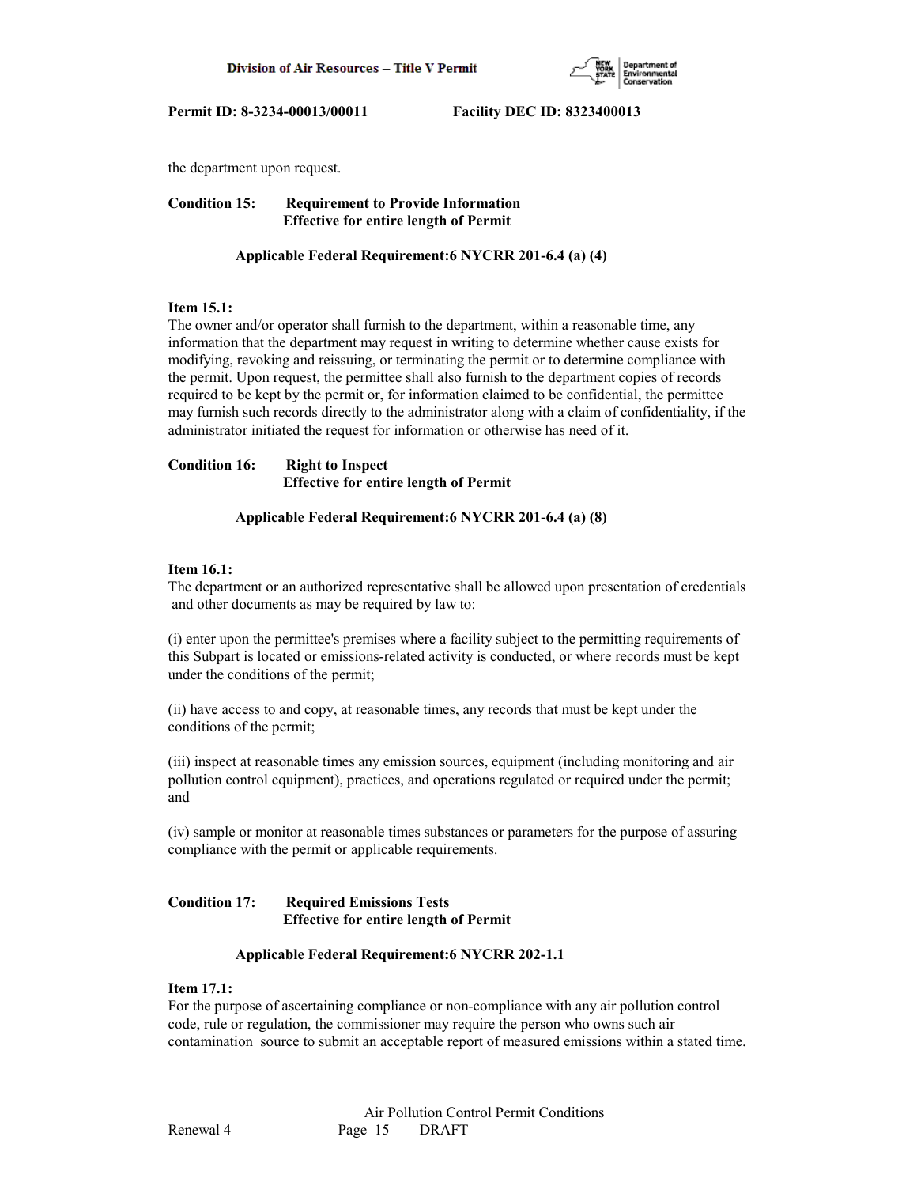the department upon request.

**Condition 15: Requirement to Provide Information**
**Effective for entire length of Permit**

**Applicable Federal Requirement:6 NYCRR 201-6.4 (a) (4)**

**Item 15.1:**
The owner and/or operator shall furnish to the department, within a reasonable time, any information that the department may request in writing to determine whether cause exists for modifying, revoking and reissuing, or terminating the permit or to determine compliance with the permit. Upon request, the permittee shall also furnish to the department copies of records required to be kept by the permit or, for information claimed to be confidential, the permittee may furnish such records directly to the administrator along with a claim of confidentiality, if the administrator initiated the request for information or otherwise has need of it.

**Condition 16: Right to Inspect**
**Effective for entire length of Permit**

**Applicable Federal Requirement:6 NYCRR 201-6.4 (a) (8)**

**Item 16.1:**
The department or an authorized representative shall be allowed upon presentation of credentials and other documents as may be required by law to:

(i) enter upon the permittee's premises where a facility subject to the permitting requirements of this Subpart is located or emissions-related activity is conducted, or where records must be kept under the conditions of the permit;

(ii) have access to and copy, at reasonable times, any records that must be kept under the conditions of the permit;

(iii) inspect at reasonable times any emission sources, equipment (including monitoring and air pollution control equipment), practices, and operations regulated or required under the permit; and

(iv) sample or monitor at reasonable times substances or parameters for the purpose of assuring compliance with the permit or applicable requirements.

**Condition 17: Required Emissions Tests**
**Effective for entire length of Permit**

**Applicable Federal Requirement:6 NYCRR 202-1.1**

**Item 17.1:**
For the purpose of ascertaining compliance or non-compliance with any air pollution control code, rule or regulation, the commissioner may require the person who owns such air contamination source to submit an acceptable report of measured emissions within a stated time.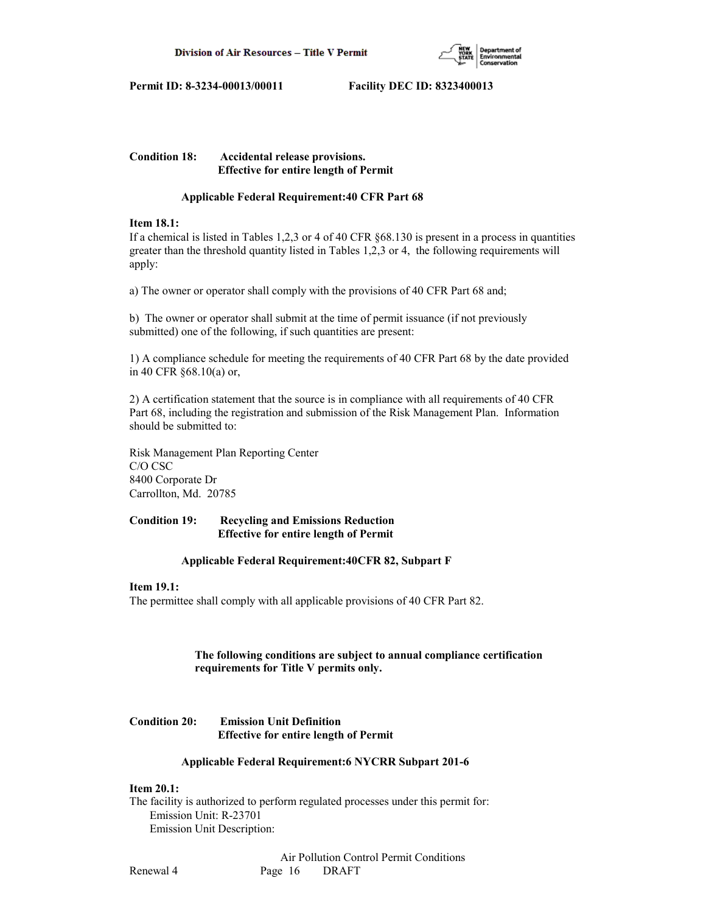**Permit ID: 8-3234-00013/00011 Facility DEC ID: 8323400013**

**Condition 18: Accidental release provisions.**
**Effective for entire length of Permit**

**Applicable Federal Requirement:40 CFR Part 68**

**Item 18.1:**
If a chemical is listed in Tables 1,2,3 or 4 of 40 CFR §68.130 is present in a process in quantities greater than the threshold quantity listed in Tables 1,2,3 or 4, the following requirements will apply:

a) The owner or operator shall comply with the provisions of 40 CFR Part 68 and;

b) The owner or operator shall submit at the time of permit issuance (if not previously submitted) one of the following, if such quantities are present:

1) A compliance schedule for meeting the requirements of 40 CFR Part 68 by the date provided in 40 CFR §68.10(a) or,

2) A certification statement that the source is in compliance with all requirements of 40 CFR Part 68, including the registration and submission of the Risk Management Plan. Information should be submitted to:

Risk Management Plan Reporting Center
C/O CSC
8400 Corporate Dr
Carrollton, Md. 20785

**Condition 19: Recycling and Emissions Reduction**
**Effective for entire length of Permit**

**Applicable Federal Requirement:40CFR 82, Subpart F**

**Item 19.1:**
The permittee shall comply with all applicable provisions of 40 CFR Part 82.

**The following conditions are subject to annual compliance certification requirements for Title V permits only.**

**Condition 20: Emission Unit Definition**
**Effective for entire length of Permit**

**Applicable Federal Requirement:6 NYCRR Subpart 201-6**

**Item 20.1:**
The facility is authorized to perform regulated processes under this permit for:
Emission Unit: R-23701
Emission Unit Description: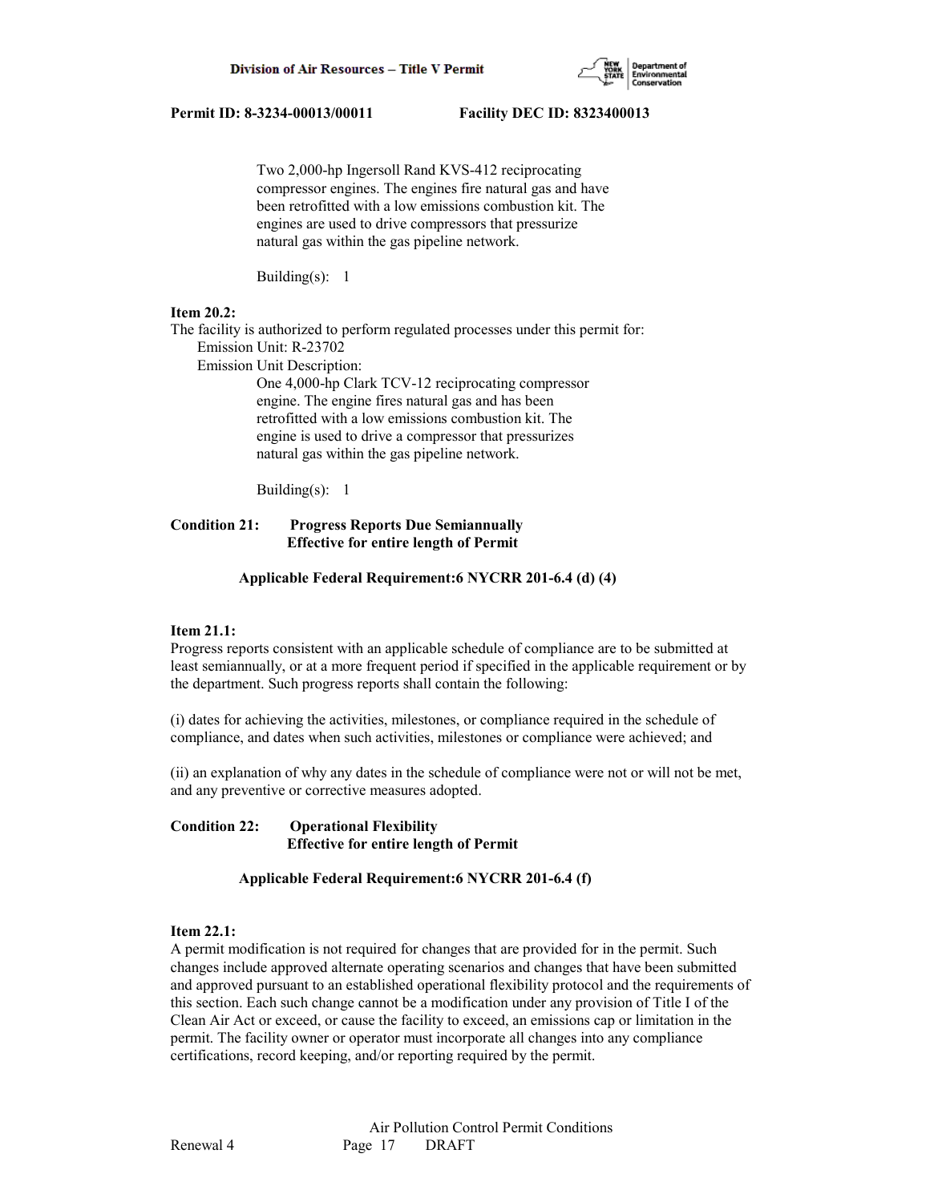Two 2,000-hp Ingersoll Rand KVS-412 reciprocating compressor engines. The engines fire natural gas and have been retrofitted with a low emissions combustion kit. The engines are used to drive compressors that pressurize natural gas within the gas pipeline network.

Building(s): 1

**Item 20.2:**
The facility is authorized to perform regulated processes under this permit for:
Emission Unit: R-23702
Emission Unit Description:
One 4,000-hp Clark TCV-12 reciprocating compressor engine. The engine fires natural gas and has been retrofitted with a low emissions combustion kit. The engine is used to drive a compressor that pressurizes natural gas within the gas pipeline network.

Building(s): 1

**Condition 21: Progress Reports Due Semiannually**
**Effective for entire length of Permit**

**Applicable Federal Requirement:6 NYCRR 201-6.4 (d) (4)**

**Item 21.1:**
Progress reports consistent with an applicable schedule of compliance are to be submitted at least semiannually, or at a more frequent period if specified in the applicable requirement or by the department. Such progress reports shall contain the following:

(i) dates for achieving the activities, milestones, or compliance required in the schedule of compliance, and dates when such activities, milestones or compliance were achieved; and

(ii) an explanation of why any dates in the schedule of compliance were not or will not be met, and any preventive or corrective measures adopted.

**Condition 22: Operational Flexibility**
**Effective for entire length of Permit**

**Applicable Federal Requirement:6 NYCRR 201-6.4 (f)**

**Item 22.1:**
A permit modification is not required for changes that are provided for in the permit. Such changes include approved alternate operating scenarios and changes that have been submitted and approved pursuant to an established operational flexibility protocol and the requirements of this section. Each such change cannot be a modification under any provision of Title I of the Clean Air Act or exceed, or cause the facility to exceed, an emissions cap or limitation in the permit. The facility owner or operator must incorporate all changes into any compliance certifications, record keeping, and/or reporting required by the permit.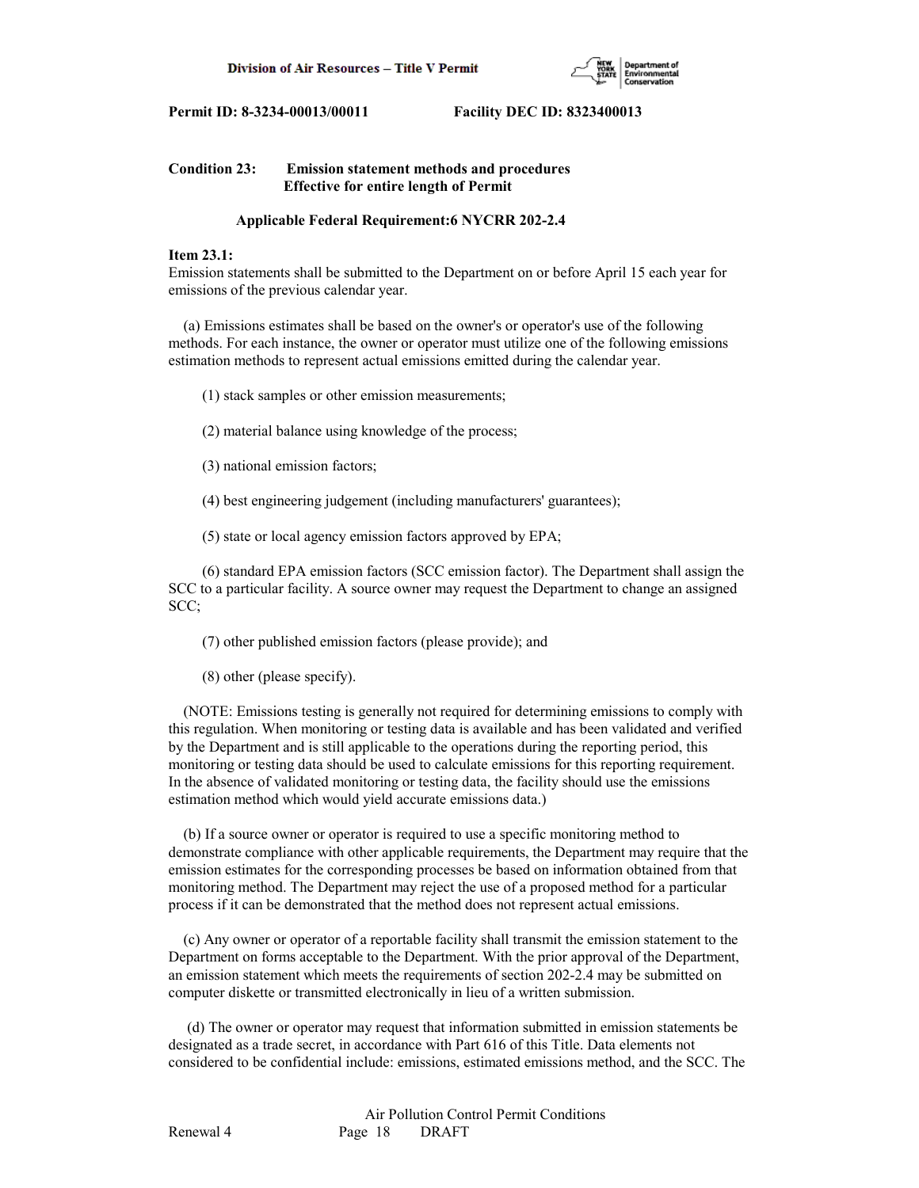**Permit ID: 8-3234-00013/00011 Facility DEC ID: 8323400013**

**Condition 23: Emission statement methods and procedures**
**Effective for entire length of Permit**

**Applicable Federal Requirement:6 NYCRR 202-2.4**

**Item 23.1:**
Emission statements shall be submitted to the Department on or before April 15 each year for emissions of the previous calendar year.

(a) Emissions estimates shall be based on the owner's or operator's use of the following methods. For each instance, the owner or operator must utilize one of the following emissions estimation methods to represent actual emissions emitted during the calendar year.

(1) stack samples or other emission measurements;

(2) material balance using knowledge of the process;

(3) national emission factors;

(4) best engineering judgement (including manufacturers' guarantees);

(5) state or local agency emission factors approved by EPA;

(6) standard EPA emission factors (SCC emission factor). The Department shall assign the SCC to a particular facility. A source owner may request the Department to change an assigned SCC;

(7) other published emission factors (please provide); and

(8) other (please specify).

(NOTE: Emissions testing is generally not required for determining emissions to comply with this regulation. When monitoring or testing data is available and has been validated and verified by the Department and is still applicable to the operations during the reporting period, this monitoring or testing data should be used to calculate emissions for this reporting requirement. In the absence of validated monitoring or testing data, the facility should use the emissions estimation method which would yield accurate emissions data.)

(b) If a source owner or operator is required to use a specific monitoring method to demonstrate compliance with other applicable requirements, the Department may require that the emission estimates for the corresponding processes be based on information obtained from that monitoring method. The Department may reject the use of a proposed method for a particular process if it can be demonstrated that the method does not represent actual emissions.

(c) Any owner or operator of a reportable facility shall transmit the emission statement to the Department on forms acceptable to the Department. With the prior approval of the Department, an emission statement which meets the requirements of section 202-2.4 may be submitted on computer diskette or transmitted electronically in lieu of a written submission.

(d) The owner or operator may request that information submitted in emission statements be designated as a trade secret, in accordance with Part 616 of this Title. Data elements not considered to be confidential include: emissions, estimated emissions method, and the SCC. The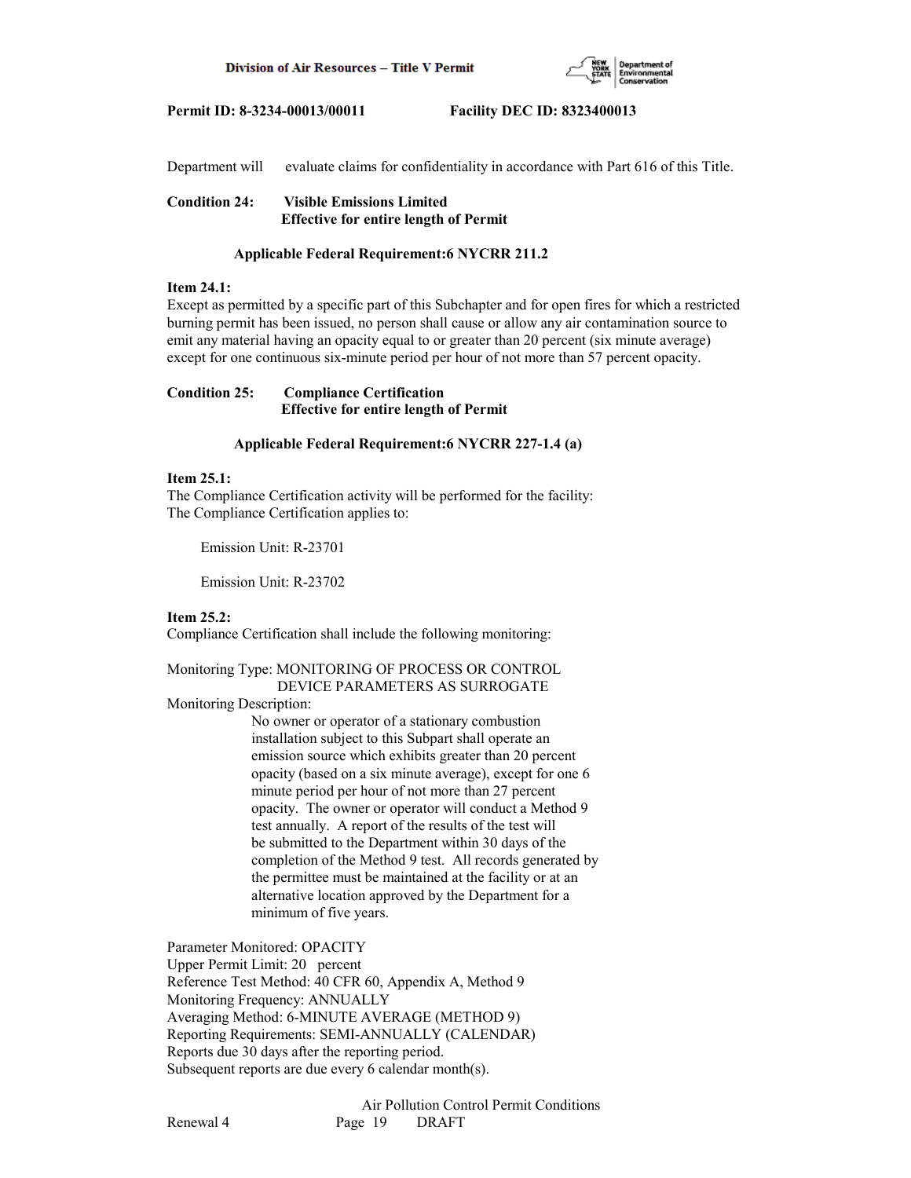Department will evaluate claims for confidentiality in accordance with Part 616 of this Title.

**Condition 24: Visible Emissions Limited**
**Effective for entire length of Permit**

**Applicable Federal Requirement:6 NYCRR 211.2**

**Item 24.1:**
Except as permitted by a specific part of this Subchapter and for open fires for which a restricted burning permit has been issued, no person shall cause or allow any air contamination source to emit any material having an opacity equal to or greater than 20 percent (six minute average) except for one continuous six-minute period per hour of not more than 57 percent opacity.

**Condition 25: Compliance Certification**
**Effective for entire length of Permit**

**Applicable Federal Requirement:6 NYCRR 227-1.4 (a)**

**Item 25.1:**
The Compliance Certification activity will be performed for the facility:
The Compliance Certification applies to:

Emission Unit: R-23701

Emission Unit: R-23702

**Item 25.2:**
Compliance Certification shall include the following monitoring:

Monitoring Type: MONITORING OF PROCESS OR CONTROL DEVICE PARAMETERS AS SURROGATE
Monitoring Description:
No owner or operator of a stationary combustion installation subject to this Subpart shall operate an emission source which exhibits greater than 20 percent opacity (based on a six minute average), except for one 6 minute period per hour of not more than 27 percent opacity. The owner or operator will conduct a Method 9 test annually. A report of the results of the test will be submitted to the Department within 30 days of the completion of the Method 9 test. All records generated by the permittee must be maintained at the facility or at an alternative location approved by the Department for a minimum of five years.

Parameter Monitored: OPACITY
Upper Permit Limit: 20 percent
Reference Test Method: 40 CFR 60, Appendix A, Method 9
Monitoring Frequency: ANNUALLY
Averaging Method: 6-MINUTE AVERAGE (METHOD 9)
Reporting Requirements: SEMI-ANNUALLY (CALENDAR)
Reports due 30 days after the reporting period.
Subsequent reports are due every 6 calendar month(s).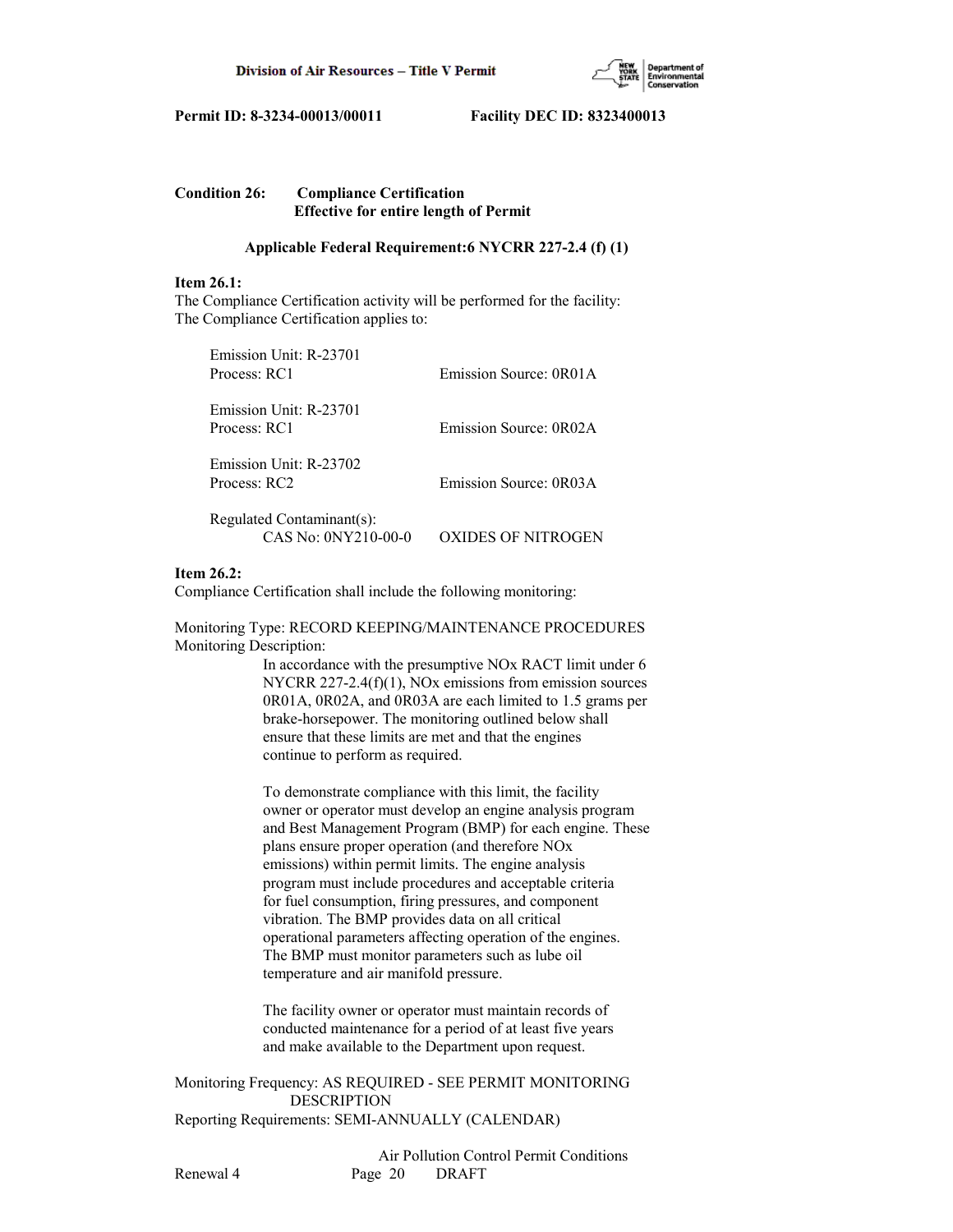**Condition 26: Compliance Certification**
**Effective for entire length of Permit**

**Applicable Federal Requirement:6 NYCRR 227-2.4 (f) (1)**

**Item 26.1:**
The Compliance Certification activity will be performed for the facility:
The Compliance Certification applies to:

Emission Unit: R-23701
Process: RC1 Emission Source: 0R01A

Emission Unit: R-23701
Process: RC1 Emission Source: 0R02A

Emission Unit: R-23702
Process: RC2 Emission Source: 0R03A

Regulated Contaminant(s):
CAS No: 0NY210-00-0 OXIDES OF NITROGEN

**Item 26.2:**
Compliance Certification shall include the following monitoring:

Monitoring Type: RECORD KEEPING/MAINTENANCE PROCEDURES
Monitoring Description:

In accordance with the presumptive NOx RACT limit under 6 NYCRR 227-2.4(f)(1), NOx emissions from emission sources 0R01A, 0R02A, and 0R03A are each limited to 1.5 grams per brake-horsepower. The monitoring outlined below shall ensure that these limits are met and that the engines continue to perform as required.

To demonstrate compliance with this limit, the facility owner or operator must develop an engine analysis program and Best Management Program (BMP) for each engine. These plans ensure proper operation (and therefore NOx emissions) within permit limits. The engine analysis program must include procedures and acceptable criteria for fuel consumption, firing pressures, and component vibration. The BMP provides data on all critical operational parameters affecting operation of the engines. The BMP must monitor parameters such as lube oil temperature and air manifold pressure.

The facility owner or operator must maintain records of conducted maintenance for a period of at least five years and make available to the Department upon request.

Monitoring Frequency: AS REQUIRED - SEE PERMIT MONITORING DESCRIPTION
Reporting Requirements: SEMI-ANNUALLY (CALENDAR)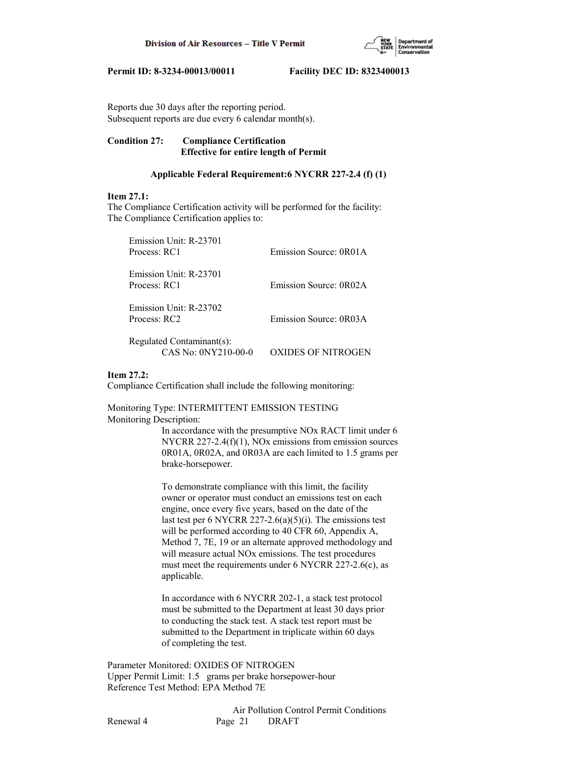Reports due 30 days after the reporting period.
Subsequent reports are due every 6 calendar month(s).

**Condition 27: Compliance Certification**
**Effective for entire length of Permit**

**Applicable Federal Requirement:6 NYCRR 227-2.4 (f) (1)**

**Item 27.1:**
The Compliance Certification activity will be performed for the facility:
The Compliance Certification applies to:

Emission Unit: R-23701
Process: RC1 Emission Source: 0R01A

Emission Unit: R-23701
Process: RC1 Emission Source: 0R02A

Emission Unit: R-23702
Process: RC2 Emission Source: 0R03A

Regulated Contaminant(s):
CAS No: 0NY210-00-0 OXIDES OF NITROGEN

**Item 27.2:**
Compliance Certification shall include the following monitoring:

Monitoring Type: INTERMITTENT EMISSION TESTING
Monitoring Description:

In accordance with the presumptive NOx RACT limit under 6 NYCRR 227-2.4(f)(1), NOx emissions from emission sources 0R01A, 0R02A, and 0R03A are each limited to 1.5 grams per brake-horsepower.

To demonstrate compliance with this limit, the facility owner or operator must conduct an emissions test on each engine, once every five years, based on the date of the last test per 6 NYCRR 227-2.6(a)(5)(i). The emissions test will be performed according to 40 CFR 60, Appendix A, Method 7, 7E, 19 or an alternate approved methodology and will measure actual NOx emissions. The test procedures must meet the requirements under 6 NYCRR 227-2.6(c), as applicable.

In accordance with 6 NYCRR 202-1, a stack test protocol must be submitted to the Department at least 30 days prior to conducting the stack test. A stack test report must be submitted to the Department in triplicate within 60 days of completing the test.

Parameter Monitored: OXIDES OF NITROGEN
Upper Permit Limit: 1.5 grams per brake horsepower-hour
Reference Test Method: EPA Method 7E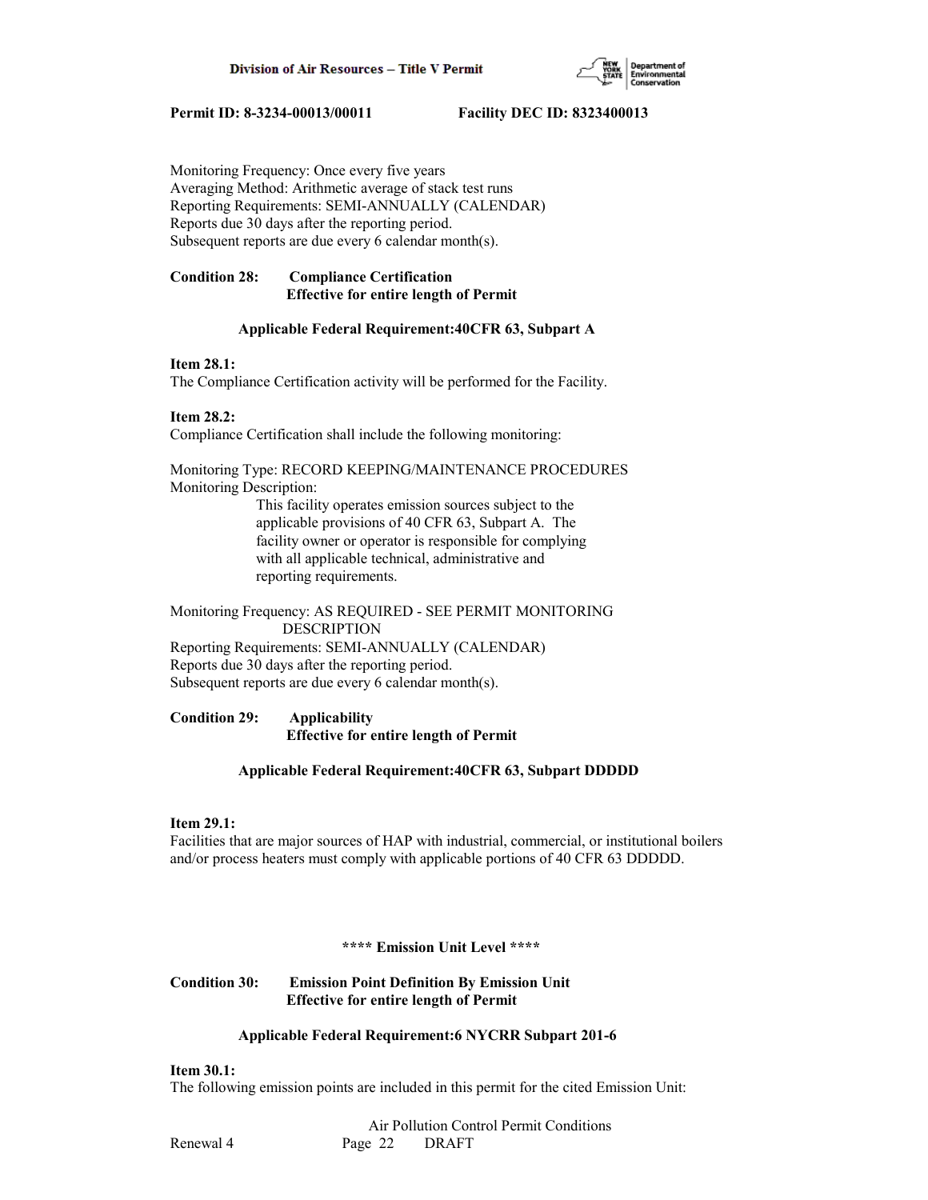Monitoring Frequency: Once every five years
Averaging Method: Arithmetic average of stack test runs
Reporting Requirements: SEMI-ANNUALLY (CALENDAR)
Reports due 30 days after the reporting period.
Subsequent reports are due every 6 calendar month(s).

**Condition 28: Compliance Certification**
**Effective for entire length of Permit**

**Applicable Federal Requirement:40CFR 63, Subpart A**

**Item 28.1:**
The Compliance Certification activity will be performed for the Facility.

**Item 28.2:**
Compliance Certification shall include the following monitoring:

Monitoring Type: RECORD KEEPING/MAINTENANCE PROCEDURES
Monitoring Description:
This facility operates emission sources subject to the applicable provisions of 40 CFR 63, Subpart A. The facility owner or operator is responsible for complying with all applicable technical, administrative and reporting requirements.

Monitoring Frequency: AS REQUIRED - SEE PERMIT MONITORING DESCRIPTION
Reporting Requirements: SEMI-ANNUALLY (CALENDAR)
Reports due 30 days after the reporting period.
Subsequent reports are due every 6 calendar month(s).

**Condition 29: Applicability**
**Effective for entire length of Permit**

**Applicable Federal Requirement:40CFR 63, Subpart DDDDD**

**Item 29.1:**
Facilities that are major sources of HAP with industrial, commercial, or institutional boilers and/or process heaters must comply with applicable portions of 40 CFR 63 DDDDD.

**\*\*\*\* Emission Unit Level \*\*\*\***

**Condition 30: Emission Point Definition By Emission Unit**
**Effective for entire length of Permit**

**Applicable Federal Requirement:6 NYCRR Subpart 201-6**

**Item 30.1:**
The following emission points are included in this permit for the cited Emission Unit: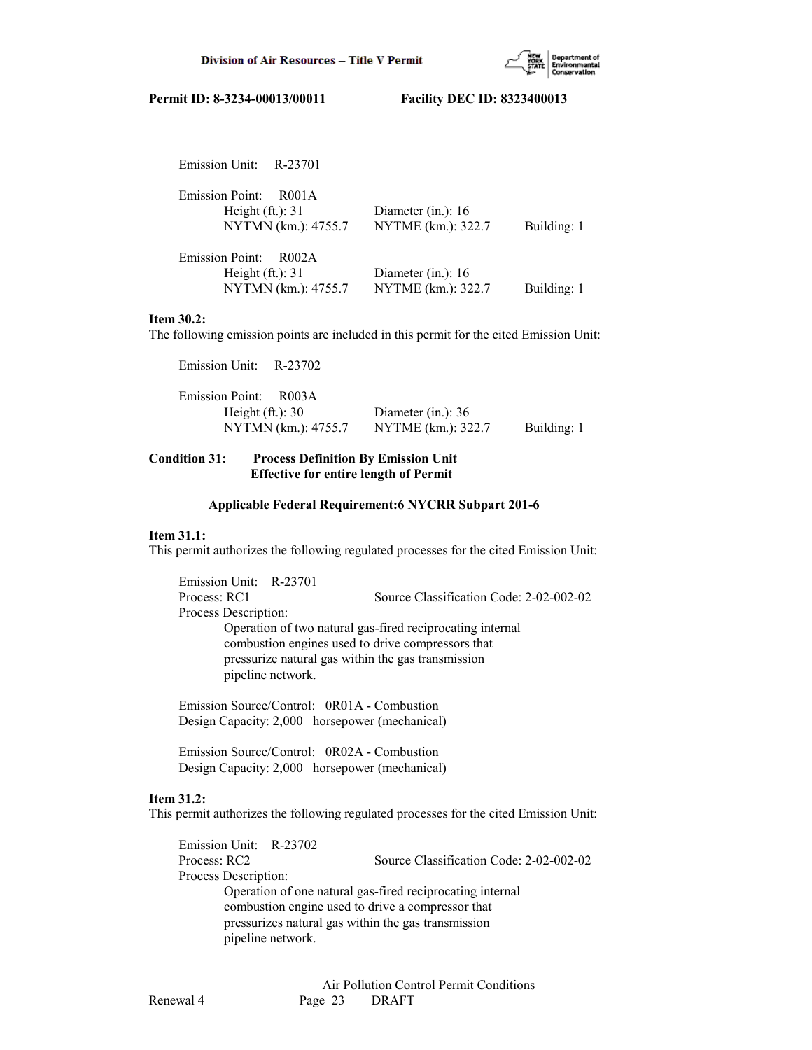Emission Unit: R-23701

Emission Point: R001A
Height (ft.): 31 Diameter (in.): 16
NYTMN (km.): 4755.7 NYTME (km.): 322.7 Building: 1

Emission Point: R002A
Height (ft.): 31 Diameter (in.): 16
NYTMN (km.): 4755.7 NYTME (km.): 322.7 Building: 1

**Item 30.2:**
The following emission points are included in this permit for the cited Emission Unit:

Emission Unit: R-23702

Emission Point: R003A
Height (ft.): 30 Diameter (in.): 36
NYTMN (km.): 4755.7 NYTME (km.): 322.7 Building: 1

**Condition 31: Process Definition By Emission Unit**
**Effective for entire length of Permit**

**Applicable Federal Requirement:6 NYCRR Subpart 201-6**

**Item 31.1:**
This permit authorizes the following regulated processes for the cited Emission Unit:

Emission Unit: R-23701
Process: RC1 Source Classification Code: 2-02-002-02
Process Description:
Operation of two natural gas-fired reciprocating internal combustion engines used to drive compressors that pressurize natural gas within the gas transmission pipeline network.

Emission Source/Control: 0R01A - Combustion
Design Capacity: 2,000 horsepower (mechanical)

Emission Source/Control: 0R02A - Combustion
Design Capacity: 2,000 horsepower (mechanical)

**Item 31.2:**
This permit authorizes the following regulated processes for the cited Emission Unit:

Emission Unit: R-23702
Process: RC2 Source Classification Code: 2-02-002-02
Process Description:
Operation of one natural gas-fired reciprocating internal combustion engine used to drive a compressor that pressurizes natural gas within the gas transmission pipeline network.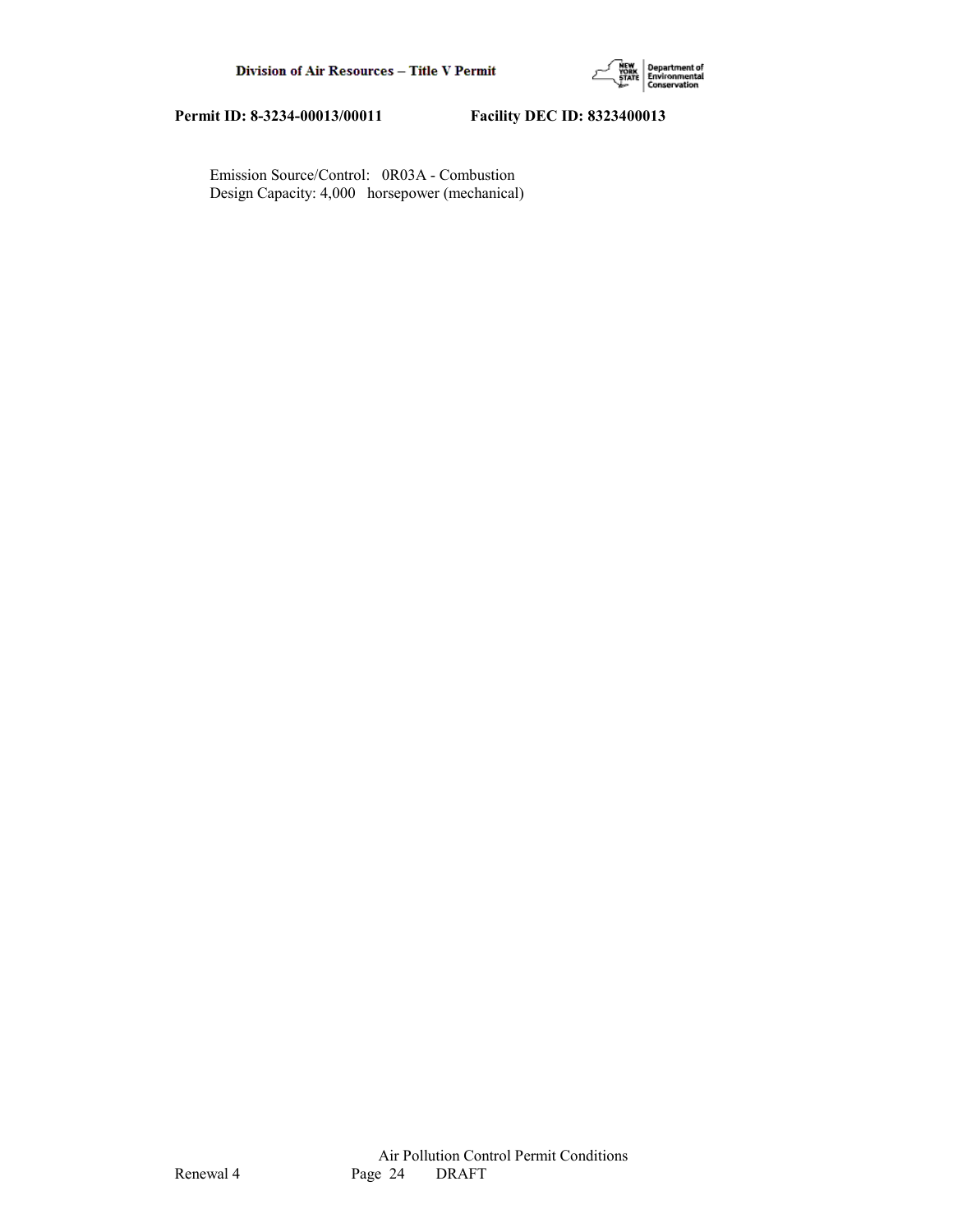Emission Source/Control: 0R03A - Combustion
Design Capacity: 4,000 horsepower (mechanical)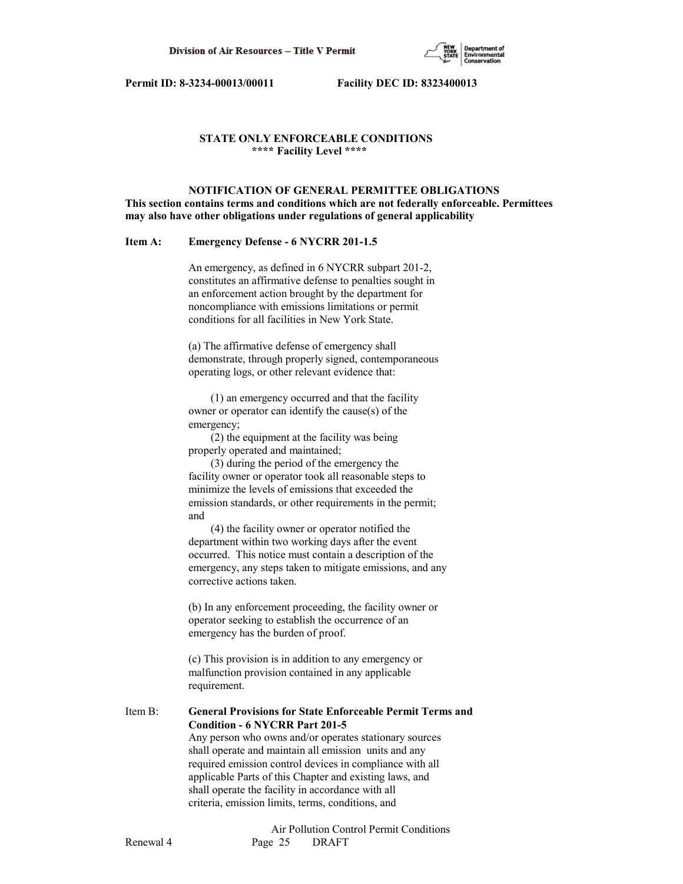**Permit ID: 8-3234-00013/00011 Facility DEC ID: 8323400013**

## STATE ONLY ENFORCEABLE CONDITIONS
**\*\*\*\* Facility Level \*\*\*\***

### NOTIFICATION OF GENERAL PERMITTEE OBLIGATIONS

**This section contains terms and conditions which are not federally enforceable. Permittees may also have other obligations under regulations of general applicability**

**Item A: Emergency Defense - 6 NYCRR 201-1.5**

An emergency, as defined in 6 NYCRR subpart 201-2, constitutes an affirmative defense to penalties sought in an enforcement action brought by the department for noncompliance with emissions limitations or permit conditions for all facilities in New York State.

(a) The affirmative defense of emergency shall demonstrate, through properly signed, contemporaneous operating logs, or other relevant evidence that:

(1) an emergency occurred and that the facility owner or operator can identify the cause(s) of the emergency;
(2) the equipment at the facility was being properly operated and maintained;
(3) during the period of the emergency the facility owner or operator took all reasonable steps to minimize the levels of emissions that exceeded the emission standards, or other requirements in the permit; and
(4) the facility owner or operator notified the department within two working days after the event occurred. This notice must contain a description of the emergency, any steps taken to mitigate emissions, and any corrective actions taken.

(b) In any enforcement proceeding, the facility owner or operator seeking to establish the occurrence of an emergency has the burden of proof.

(c) This provision is in addition to any emergency or malfunction provision contained in any applicable requirement.

Item B: **General Provisions for State Enforceable Permit Terms and Condition - 6 NYCRR Part 201-5**
Any person who owns and/or operates stationary sources shall operate and maintain all emission units and any required emission control devices in compliance with all applicable Parts of this Chapter and existing laws, and shall operate the facility in accordance with all criteria, emission limits, terms, conditions, and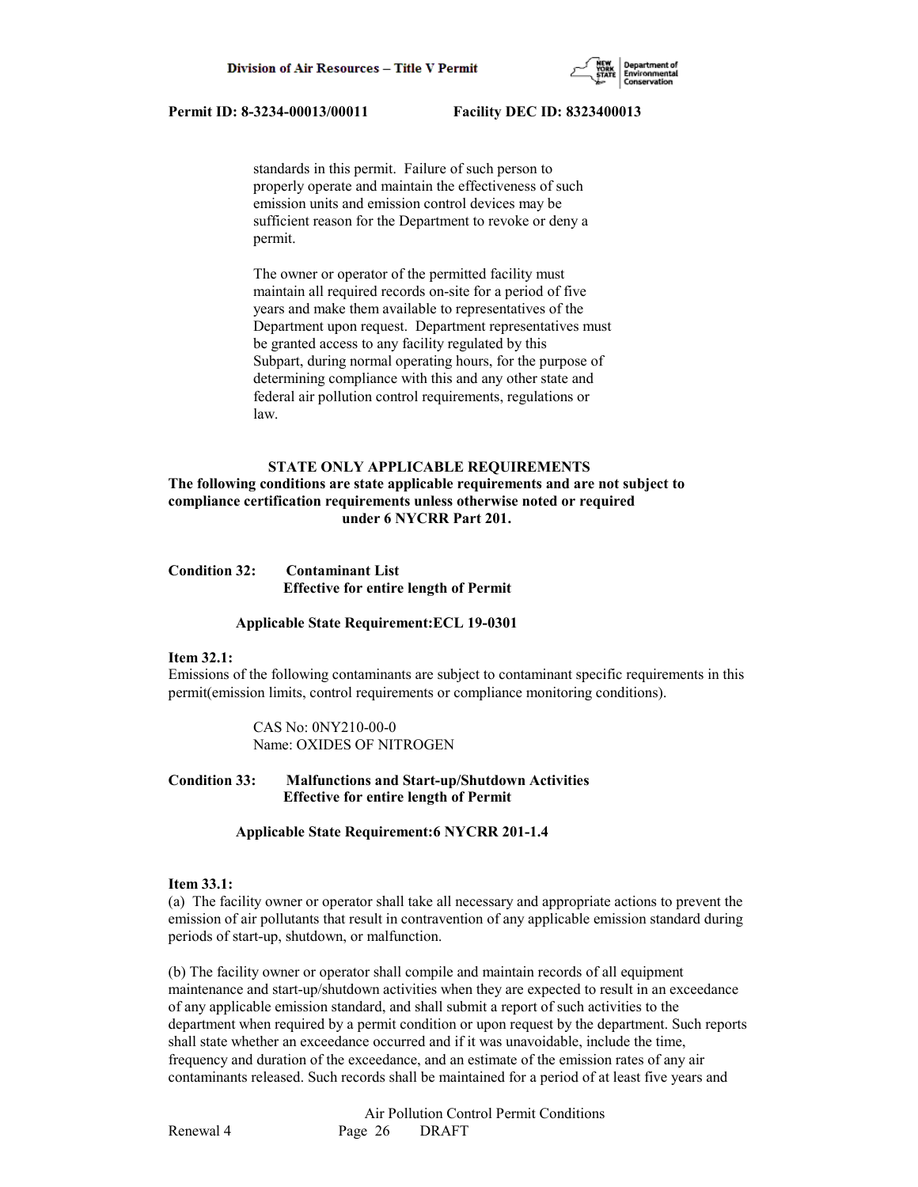standards in this permit. Failure of such person to properly operate and maintain the effectiveness of such emission units and emission control devices may be sufficient reason for the Department to revoke or deny a permit.

The owner or operator of the permitted facility must maintain all required records on-site for a period of five years and make them available to representatives of the Department upon request. Department representatives must be granted access to any facility regulated by this Subpart, during normal operating hours, for the purpose of determining compliance with this and any other state and federal air pollution control requirements, regulations or law.

## STATE ONLY APPLICABLE REQUIREMENTS

**The following conditions are state applicable requirements and are not subject to compliance certification requirements unless otherwise noted or required under 6 NYCRR Part 201.**

**Condition 32: Contaminant List**
**Effective for entire length of Permit**

**Applicable State Requirement:ECL 19-0301**

**Item 32.1:**
Emissions of the following contaminants are subject to contaminant specific requirements in this permit(emission limits, control requirements or compliance monitoring conditions).

CAS No: 0NY210-00-0
Name: OXIDES OF NITROGEN

**Condition 33: Malfunctions and Start-up/Shutdown Activities**
**Effective for entire length of Permit**

**Applicable State Requirement:6 NYCRR 201-1.4**

**Item 33.1:**
(a) The facility owner or operator shall take all necessary and appropriate actions to prevent the emission of air pollutants that result in contravention of any applicable emission standard during periods of start-up, shutdown, or malfunction.

(b) The facility owner or operator shall compile and maintain records of all equipment maintenance and start-up/shutdown activities when they are expected to result in an exceedance of any applicable emission standard, and shall submit a report of such activities to the department when required by a permit condition or upon request by the department. Such reports shall state whether an exceedance occurred and if it was unavoidable, include the time, frequency and duration of the exceedance, and an estimate of the emission rates of any air contaminants released. Such records shall be maintained for a period of at least five years and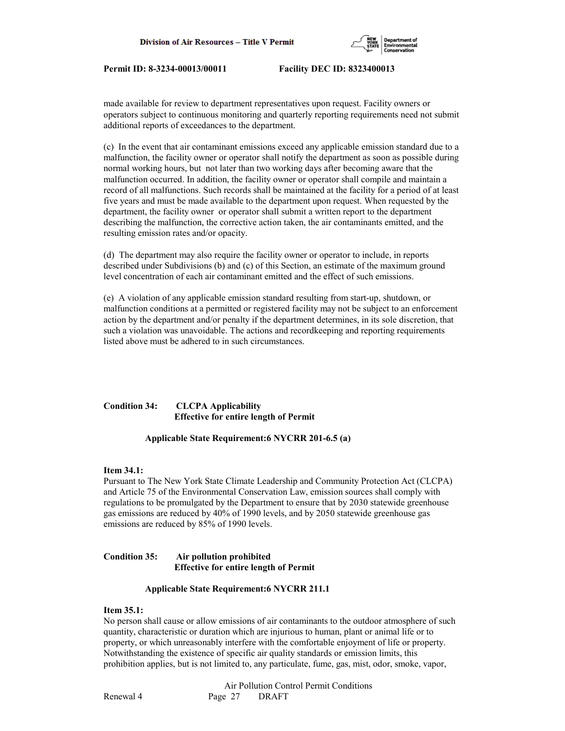made available for review to department representatives upon request. Facility owners or operators subject to continuous monitoring and quarterly reporting requirements need not submit additional reports of exceedances to the department.

(c) In the event that air contaminant emissions exceed any applicable emission standard due to a malfunction, the facility owner or operator shall notify the department as soon as possible during normal working hours, but not later than two working days after becoming aware that the malfunction occurred. In addition, the facility owner or operator shall compile and maintain a record of all malfunctions. Such records shall be maintained at the facility for a period of at least five years and must be made available to the department upon request. When requested by the department, the facility owner or operator shall submit a written report to the department describing the malfunction, the corrective action taken, the air contaminants emitted, and the resulting emission rates and/or opacity.

(d) The department may also require the facility owner or operator to include, in reports described under Subdivisions (b) and (c) of this Section, an estimate of the maximum ground level concentration of each air contaminant emitted and the effect of such emissions.

(e) A violation of any applicable emission standard resulting from start-up, shutdown, or malfunction conditions at a permitted or registered facility may not be subject to an enforcement action by the department and/or penalty if the department determines, in its sole discretion, that such a violation was unavoidable. The actions and recordkeeping and reporting requirements listed above must be adhered to in such circumstances.

**Condition 34: CLCPA Applicability**
**Effective for entire length of Permit**

**Applicable State Requirement:6 NYCRR 201-6.5 (a)**

**Item 34.1:**
Pursuant to The New York State Climate Leadership and Community Protection Act (CLCPA) and Article 75 of the Environmental Conservation Law, emission sources shall comply with regulations to be promulgated by the Department to ensure that by 2030 statewide greenhouse gas emissions are reduced by 40% of 1990 levels, and by 2050 statewide greenhouse gas emissions are reduced by 85% of 1990 levels.

**Condition 35: Air pollution prohibited**
**Effective for entire length of Permit**

**Applicable State Requirement:6 NYCRR 211.1**

**Item 35.1:**
No person shall cause or allow emissions of air contaminants to the outdoor atmosphere of such quantity, characteristic or duration which are injurious to human, plant or animal life or to property, or which unreasonably interfere with the comfortable enjoyment of life or property. Notwithstanding the existence of specific air quality standards or emission limits, this prohibition applies, but is not limited to, any particulate, fume, gas, mist, odor, smoke, vapor,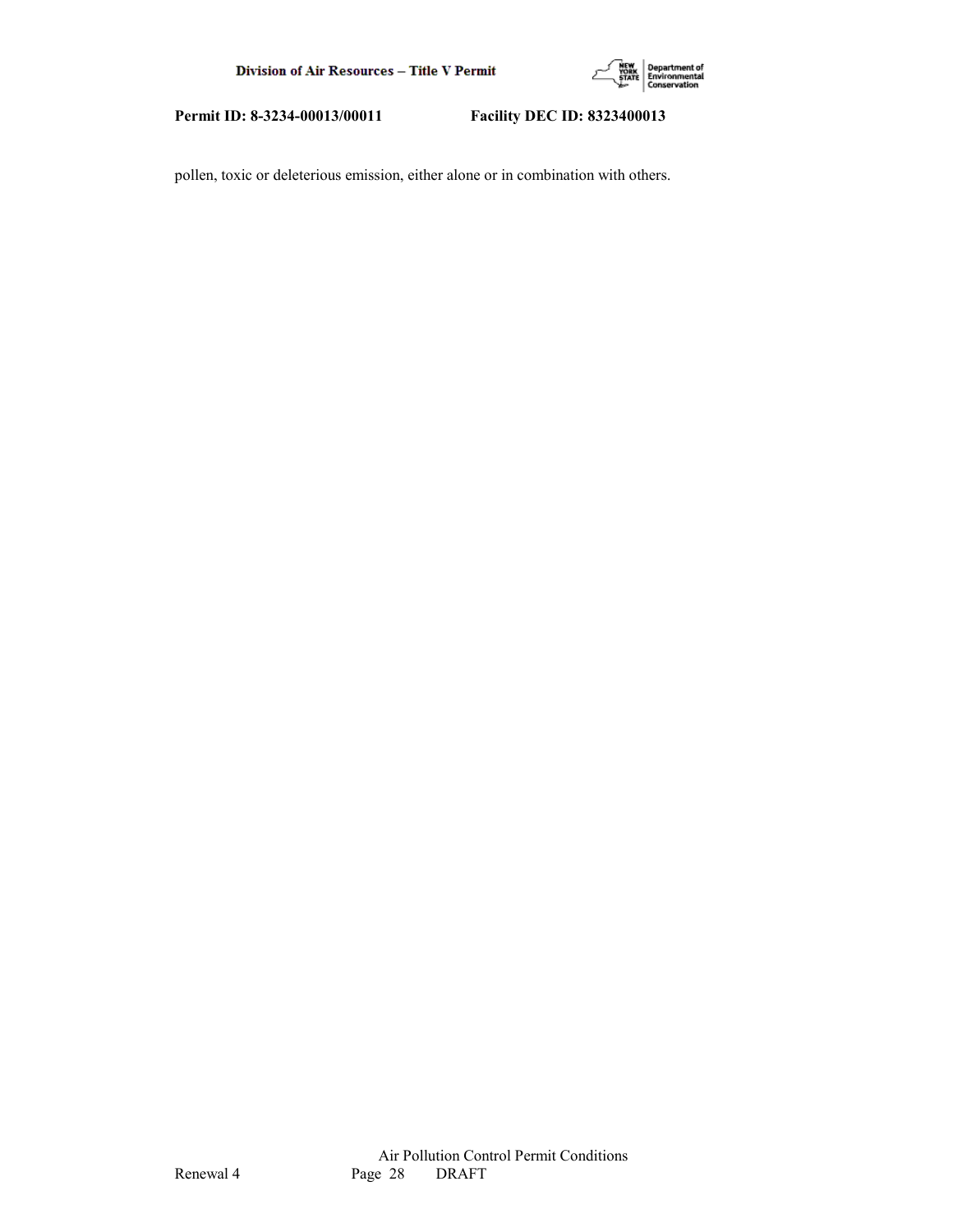pollen, toxic or deleterious emission, either alone or in combination with others.